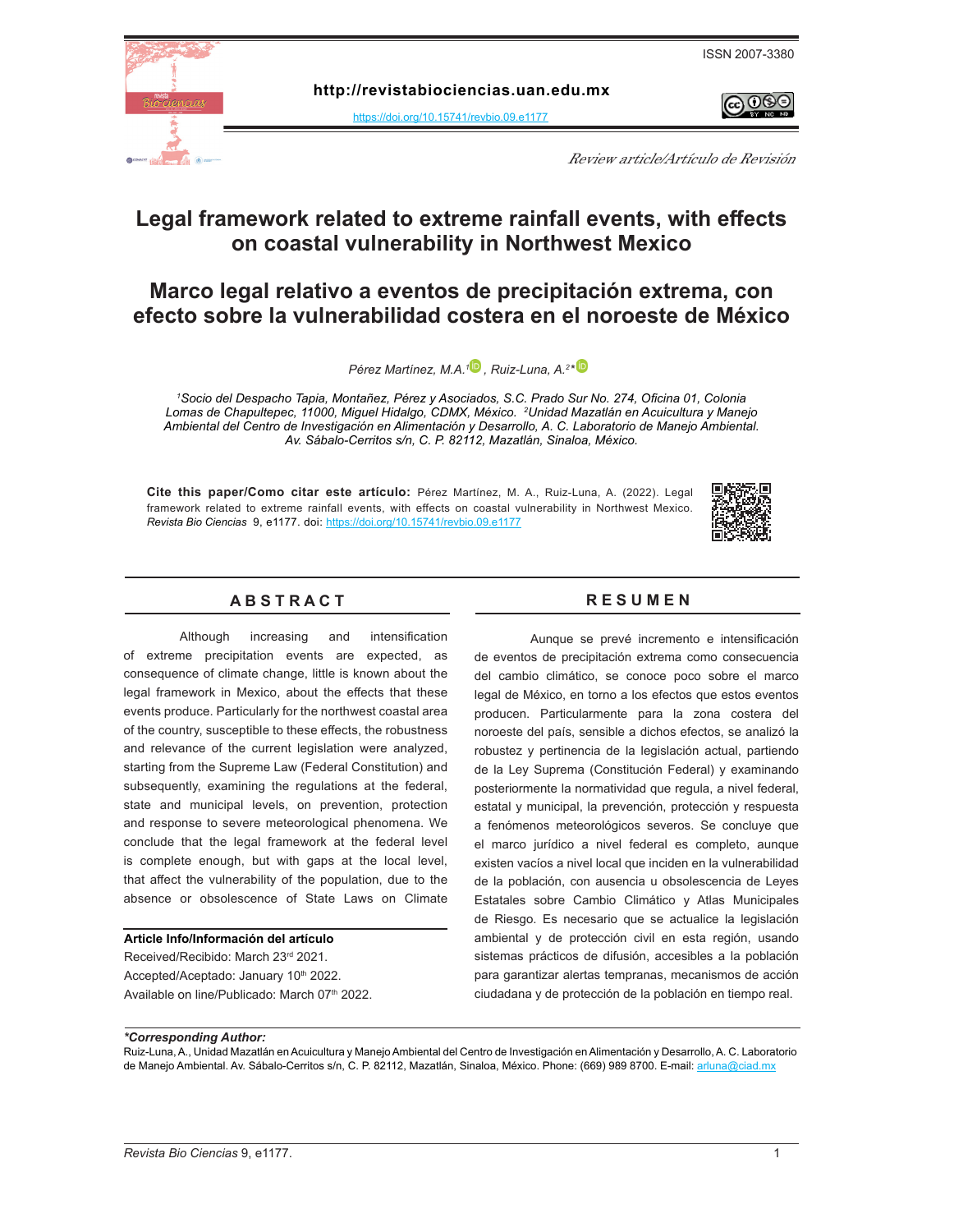ISSN 2007-3380

**http://revistabiociencias.uan.edu.mx**

https://doi.org/10.15741/revbio.09.e1177

*Review article/Artículo de Revisión*

# Legal framework related to extreme rainfall events, with effects on coastal vulnerability in Northwest Mexico

# Marco legal relativo a eventos de precipitación extrema, con efecto sobre la vulnerabilidad costera en el noroeste de México

*Pérez Martínez, M.A.*[1], *Ruiz-Luna, A.*[2]*

[1]*Socio del Despacho Tapia, Montañez, Pérez y Asociados, S.C. Prado Sur No. 274, Oficina 01, Colonia Lomas de Chapultepec, 11000, Miguel Hidalgo, CDMX, México.* [2]*Unidad Mazatlán en Acuicultura y Manejo Ambiental del Centro de Investigación en Alimentación y Desarrollo, A. C. Laboratorio de Manejo Ambiental. Av. Sábalo-Cerritos s/n, C. P. 82112, Mazatlán, Sinaloa, México.*

**Cite this paper/Como citar este artículo:** Pérez Martínez, M. A., Ruiz-Luna, A. (2022). Legal framework related to extreme rainfall events, with effects on coastal vulnerability in Northwest Mexico. *Revista Bio Ciencias* 9, e1177. doi: https://doi.org/10.15741/revbio.09.e1177

## ABSTRACT

Although increasing and intensification of extreme precipitation events are expected, as consequence of climate change, little is known about the legal framework in Mexico, about the effects that these events produce. Particularly for the northwest coastal area of the country, susceptible to these effects, the robustness and relevance of the current legislation were analyzed, starting from the Supreme Law (Federal Constitution) and subsequently, examining the regulations at the federal, state and municipal levels, on prevention, protection and response to severe meteorological phenomena. We conclude that the legal framework at the federal level is complete enough, but with gaps at the local level, that affect the vulnerability of the population, due to the absence or obsolescence of State Laws on Climate

**Article Info/Información del artículo**

Received/Recibido: March 23rd 2021.

Accepted/Aceptado: January 10th 2022.

Available on line/Publicado: March 07th 2022.

## RESUMEN

Aunque se prevé incremento e intensificación de eventos de precipitación extrema como consecuencia del cambio climático, se conoce poco sobre el marco legal de México, en torno a los efectos que estos eventos producen. Particularmente para la zona costera del noroeste del país, sensible a dichos efectos, se analizó la robustez y pertinencia de la legislación actual, partiendo de la Ley Suprema (Constitución Federal) y examinando posteriormente la normatividad que regula, a nivel federal, estatal y municipal, la prevención, protección y respuesta a fenómenos meteorológicos severos. Se concluye que el marco jurídico a nivel federal es completo, aunque existen vacíos a nivel local que inciden en la vulnerabilidad de la población, con ausencia u obsolescencia de Leyes Estatales sobre Cambio Climático y Atlas Municipales de Riesgo. Es necesario que se actualice la legislación ambiental y de protección civil en esta región, usando sistemas prácticos de difusión, accesibles a la población para garantizar alertas tempranas, mecanismos de acción ciudadana y de protección de la población en tiempo real.

***Corresponding Author:**

Ruiz-Luna, A., Unidad Mazatlán en Acuicultura y Manejo Ambiental del Centro de Investigación en Alimentación y Desarrollo, A. C. Laboratorio de Manejo Ambiental. Av. Sábalo-Cerritos s/n, C. P. 82112, Mazatlán, Sinaloa, México. Phone: (669) 989 8700. E-mail: arluna@ciad.mx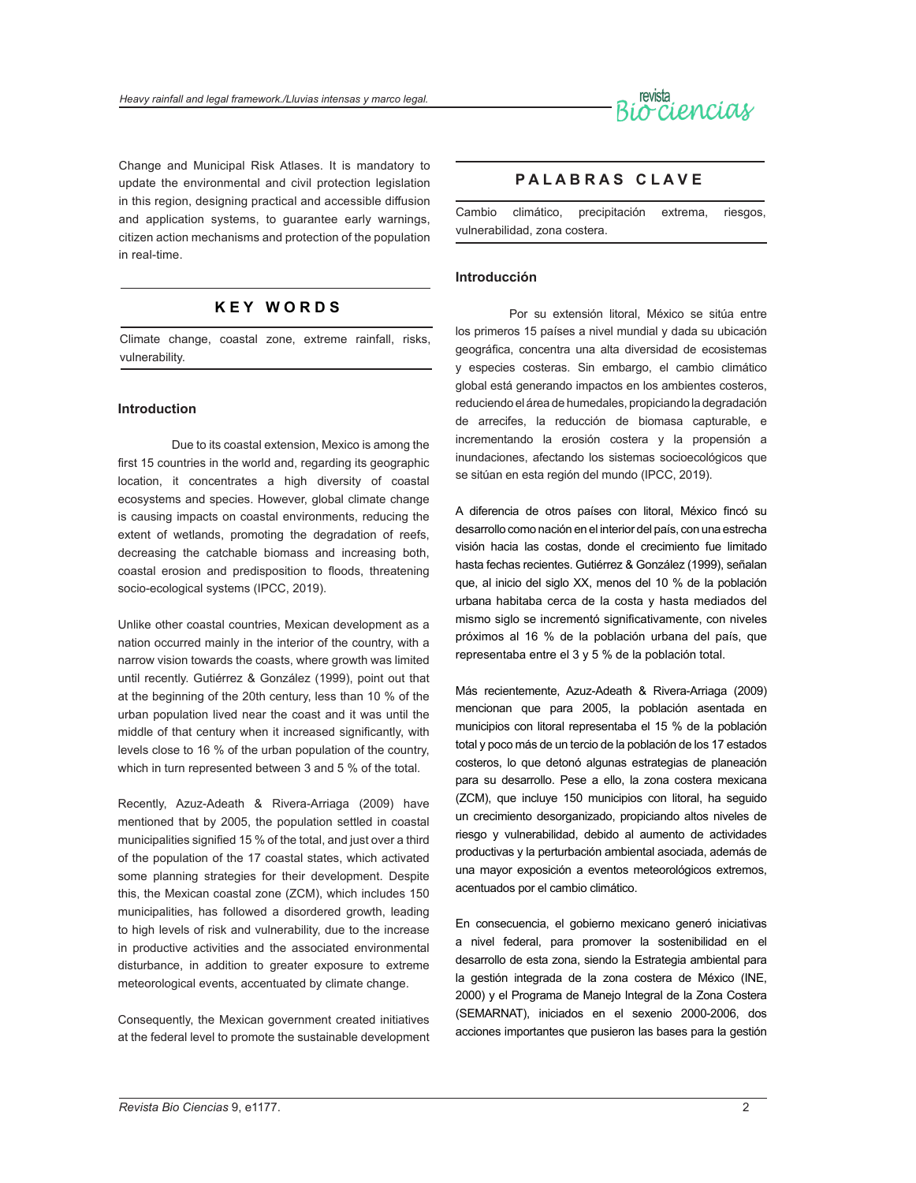Change and Municipal Risk Atlases. It is mandatory to update the environmental and civil protection legislation in this region, designing practical and accessible diffusion and application systems, to guarantee early warnings, citizen action mechanisms and protection of the population in real-time.

## KEY WORDS

Climate change, coastal zone, extreme rainfall, risks, vulnerability.

## Introduction

Due to its coastal extension, Mexico is among the first 15 countries in the world and, regarding its geographic location, it concentrates a high diversity of coastal ecosystems and species. However, global climate change is causing impacts on coastal environments, reducing the extent of wetlands, promoting the degradation of reefs, decreasing the catchable biomass and increasing both, coastal erosion and predisposition to floods, threatening socio-ecological systems (IPCC, 2019).

Unlike other coastal countries, Mexican development as a nation occurred mainly in the interior of the country, with a narrow vision towards the coasts, where growth was limited until recently. Gutiérrez & González (1999), point out that at the beginning of the 20th century, less than 10 % of the urban population lived near the coast and it was until the middle of that century when it increased significantly, with levels close to 16 % of the urban population of the country, which in turn represented between 3 and 5 % of the total.

Recently, Azuz-Adeath & Rivera-Arriaga (2009) have mentioned that by 2005, the population settled in coastal municipalities signified 15 % of the total, and just over a third of the population of the 17 coastal states, which activated some planning strategies for their development. Despite this, the Mexican coastal zone (ZCM), which includes 150 municipalities, has followed a disordered growth, leading to high levels of risk and vulnerability, due to the increase in productive activities and the associated environmental disturbance, in addition to greater exposure to extreme meteorological events, accentuated by climate change.

Consequently, the Mexican government created initiatives at the federal level to promote the sustainable development

## PALABRAS CLAVE

Cambio climático, precipitación extrema, riesgos, vulnerabilidad, zona costera.

## Introducción

Por su extensión litoral, México se sitúa entre los primeros 15 países a nivel mundial y dada su ubicación geográfica, concentra una alta diversidad de ecosistemas y especies costeras. Sin embargo, el cambio climático global está generando impactos en los ambientes costeros, reduciendo el área de humedales, propiciando la degradación de arrecifes, la reducción de biomasa capturable, e incrementando la erosión costera y la propensión a inundaciones, afectando los sistemas socioecológicos que se sitúan en esta región del mundo (IPCC, 2019).

A diferencia de otros países con litoral, México fincó su desarrollo como nación en el interior del país, con una estrecha visión hacia las costas, donde el crecimiento fue limitado hasta fechas recientes. Gutiérrez & González (1999), señalan que, al inicio del siglo XX, menos del 10 % de la población urbana habitaba cerca de la costa y hasta mediados del mismo siglo se incrementó significativamente, con niveles próximos al 16 % de la población urbana del país, que representaba entre el 3 y 5 % de la población total.

Más recientemente, Azuz-Adeath & Rivera-Arriaga (2009) mencionan que para 2005, la población asentada en municipios con litoral representaba el 15 % de la población total y poco más de un tercio de la población de los 17 estados costeros, lo que detonó algunas estrategias de planeación para su desarrollo. Pese a ello, la zona costera mexicana (ZCM), que incluye 150 municipios con litoral, ha seguido un crecimiento desorganizado, propiciando altos niveles de riesgo y vulnerabilidad, debido al aumento de actividades productivas y la perturbación ambiental asociada, además de una mayor exposición a eventos meteorológicos extremos, acentuados por el cambio climático.

En consecuencia, el gobierno mexicano generó iniciativas a nivel federal, para promover la sostenibilidad en el desarrollo de esta zona, siendo la Estrategia ambiental para la gestión integrada de la zona costera de México (INE, 2000) y el Programa de Manejo Integral de la Zona Costera (SEMARNAT), iniciados en el sexenio 2000-2006, dos acciones importantes que pusieron las bases para la gestión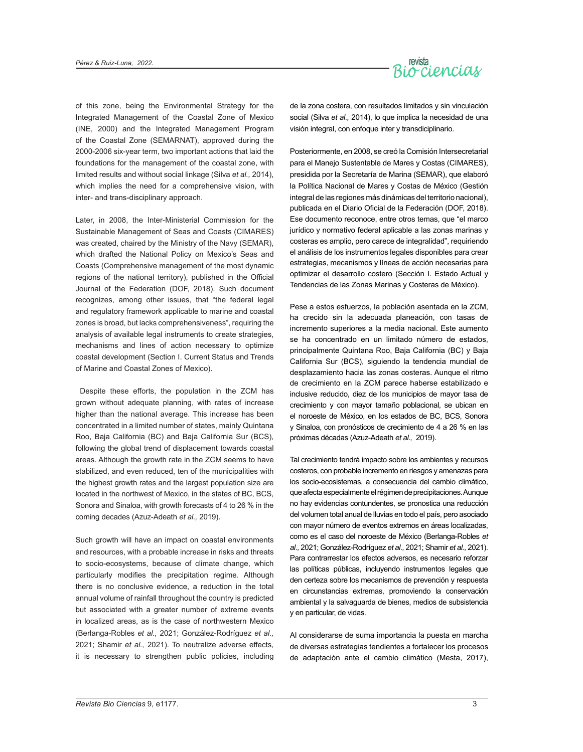of this zone, being the Environmental Strategy for the Integrated Management of the Coastal Zone of Mexico (INE, 2000) and the Integrated Management Program of the Coastal Zone (SEMARNAT), approved during the 2000-2006 six-year term, two important actions that laid the foundations for the management of the coastal zone, with limited results and without social linkage (Silva *et al.,* 2014), which implies the need for a comprehensive vision, with inter- and trans-disciplinary approach.

Later, in 2008, the Inter-Ministerial Commission for the Sustainable Management of Seas and Coasts (CIMARES) was created, chaired by the Ministry of the Navy (SEMAR), which drafted the National Policy on Mexico's Seas and Coasts (Comprehensive management of the most dynamic regions of the national territory), published in the Official Journal of the Federation (DOF, 2018). Such document recognizes, among other issues, that "the federal legal and regulatory framework applicable to marine and coastal zones is broad, but lacks comprehensiveness", requiring the analysis of available legal instruments to create strategies, mechanisms and lines of action necessary to optimize coastal development (Section I. Current Status and Trends of Marine and Coastal Zones of Mexico).

Despite these efforts, the population in the ZCM has grown without adequate planning, with rates of increase higher than the national average. This increase has been concentrated in a limited number of states, mainly Quintana Roo, Baja California (BC) and Baja California Sur (BCS), following the global trend of displacement towards coastal areas. Although the growth rate in the ZCM seems to have stabilized, and even reduced, ten of the municipalities with the highest growth rates and the largest population size are located in the northwest of Mexico, in the states of BC, BCS, Sonora and Sinaloa, with growth forecasts of 4 to 26 % in the coming decades (Azuz-Adeath *et al.,* 2019).

Such growth will have an impact on coastal environments and resources, with a probable increase in risks and threats to socio-ecosystems, because of climate change, which particularly modifies the precipitation regime. Although there is no conclusive evidence, a reduction in the total annual volume of rainfall throughout the country is predicted but associated with a greater number of extreme events in localized areas, as is the case of northwestern Mexico (Berlanga-Robles *et al.,* 2021; González-Rodríguez *et al.,* 2021; Shamir *et al.,* 2021). To neutralize adverse effects, it is necessary to strengthen public policies, including

de la zona costera, con resultados limitados y sin vinculación social (Silva *et al.,* 2014), lo que implica la necesidad de una visión integral, con enfoque inter y transdisciplinario.

Posteriormente, en 2008, se creó la Comisión Intersecretarial para el Manejo Sustentable de Mares y Costas (CIMARES), presidida por la Secretaría de Marina (SEMAR), que elaboró la Política Nacional de Mares y Costas de México (Gestión integral de las regiones más dinámicas del territorio nacional), publicada en el Diario Oficial de la Federación (DOF, 2018). Ese documento reconoce, entre otros temas, que "el marco jurídico y normativo federal aplicable a las zonas marinas y costeras es amplio, pero carece de integralidad", requiriendo el análisis de los instrumentos legales disponibles para crear estrategias, mecanismos y líneas de acción necesarias para optimizar el desarrollo costero (Sección I. Estado Actual y Tendencias de las Zonas Marinas y Costeras de México).

Pese a estos esfuerzos, la población asentada en la ZCM, ha crecido sin la adecuada planeación, con tasas de incremento superiores a la media nacional. Este aumento se ha concentrado en un limitado número de estados, principalmente Quintana Roo, Baja California (BC) y Baja California Sur (BCS), siguiendo la tendencia mundial de desplazamiento hacia las zonas costeras. Aunque el ritmo de crecimiento en la ZCM parece haberse estabilizado e inclusive reducido, diez de los municipios de mayor tasa de crecimiento y con mayor tamaño poblacional, se ubican en el noroeste de México, en los estados de BC, BCS, Sonora y Sinaloa, con pronósticos de crecimiento de 4 a 26 % en las próximas décadas (Azuz-Adeath *et al.,* 2019).

Tal crecimiento tendrá impacto sobre los ambientes y recursos costeros, con probable incremento en riesgos y amenazas para los socio-ecosistemas, a consecuencia del cambio climático, que afecta especialmente el régimen de precipitaciones. Aunque no hay evidencias contundentes, se pronostica una reducción del volumen total anual de lluvias en todo el país, pero asociado con mayor número de eventos extremos en áreas localizadas, como es el caso del noroeste de México (Berlanga-Robles *et al.,* 2021; González-Rodríguez *et al.,* 2021; Shamir *et al.,* 2021). Para contrarrestar los efectos adversos, es necesario reforzar las políticas públicas, incluyendo instrumentos legales que den certeza sobre los mecanismos de prevención y respuesta en circunstancias extremas, promoviendo la conservación ambiental y la salvaguarda de bienes, medios de subsistencia y en particular, de vidas.

Al considerarse de suma importancia la puesta en marcha de diversas estrategias tendientes a fortalecer los procesos de adaptación ante el cambio climático (Mesta, 2017),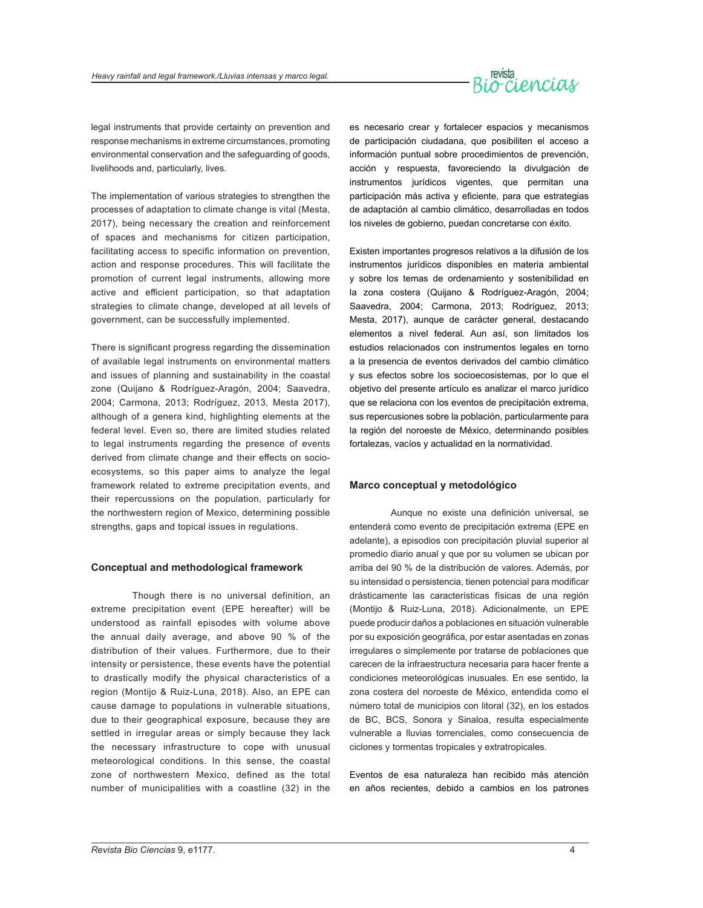legal instruments that provide certainty on prevention and response mechanisms in extreme circumstances, promoting environmental conservation and the safeguarding of goods, livelihoods and, particularly, lives.

The implementation of various strategies to strengthen the processes of adaptation to climate change is vital (Mesta, 2017), being necessary the creation and reinforcement of spaces and mechanisms for citizen participation, facilitating access to specific information on prevention, action and response procedures. This will facilitate the promotion of current legal instruments, allowing more active and efficient participation, so that adaptation strategies to climate change, developed at all levels of government, can be successfully implemented.

There is significant progress regarding the dissemination of available legal instruments on environmental matters and issues of planning and sustainability in the coastal zone (Quijano & Rodríguez-Aragón, 2004; Saavedra, 2004; Carmona, 2013; Rodríguez, 2013, Mesta 2017), although of a genera kind, highlighting elements at the federal level. Even so, there are limited studies related to legal instruments regarding the presence of events derived from climate change and their effects on socio-ecosystems, so this paper aims to analyze the legal framework related to extreme precipitation events, and their repercussions on the population, particularly for the northwestern region of Mexico, determining possible strengths, gaps and topical issues in regulations.

## Conceptual and methodological framework

Though there is no universal definition, an extreme precipitation event (EPE hereafter) will be understood as rainfall episodes with volume above the annual daily average, and above 90 % of the distribution of their values. Furthermore, due to their intensity or persistence, these events have the potential to drastically modify the physical characteristics of a region (Montijo & Ruiz-Luna, 2018). Also, an EPE can cause damage to populations in vulnerable situations, due to their geographical exposure, because they are settled in irregular areas or simply because they lack the necessary infrastructure to cope with unusual meteorological conditions. In this sense, the coastal zone of northwestern Mexico, defined as the total number of municipalities with a coastline (32) in the

es necesario crear y fortalecer espacios y mecanismos de participación ciudadana, que posibiliten el acceso a información puntual sobre procedimientos de prevención, acción y respuesta, favoreciendo la divulgación de instrumentos jurídicos vigentes, que permitan una participación más activa y eficiente, para que estrategias de adaptación al cambio climático, desarrolladas en todos los niveles de gobierno, puedan concretarse con éxito.

Existen importantes progresos relativos a la difusión de los instrumentos jurídicos disponibles en materia ambiental y sobre los temas de ordenamiento y sostenibilidad en la zona costera (Quijano & Rodríguez-Aragón, 2004; Saavedra, 2004; Carmona, 2013; Rodríguez, 2013; Mesta, 2017), aunque de carácter general, destacando elementos a nivel federal. Aun así, son limitados los estudios relacionados con instrumentos legales en torno a la presencia de eventos derivados del cambio climático y sus efectos sobre los socioecosistemas, por lo que el objetivo del presente artículo es analizar el marco jurídico que se relaciona con los eventos de precipitación extrema, sus repercusiones sobre la población, particularmente para la región del noroeste de México, determinando posibles fortalezas, vacíos y actualidad en la normatividad.

## Marco conceptual y metodológico

Aunque no existe una definición universal, se entenderá como evento de precipitación extrema (EPE en adelante), a episodios con precipitación pluvial superior al promedio diario anual y que por su volumen se ubican por arriba del 90 % de la distribución de valores. Además, por su intensidad o persistencia, tienen potencial para modificar drásticamente las características físicas de una región (Montijo & Ruiz-Luna, 2018). Adicionalmente, un EPE puede producir daños a poblaciones en situación vulnerable por su exposición geográfica, por estar asentadas en zonas irregulares o simplemente por tratarse de poblaciones que carecen de la infraestructura necesaria para hacer frente a condiciones meteorológicas inusuales. En ese sentido, la zona costera del noroeste de México, entendida como el número total de municipios con litoral (32), en los estados de BC, BCS, Sonora y Sinaloa, resulta especialmente vulnerable a lluvias torrenciales, como consecuencia de ciclones y tormentas tropicales y extratropicales.

Eventos de esa naturaleza han recibido más atención en años recientes, debido a cambios en los patrones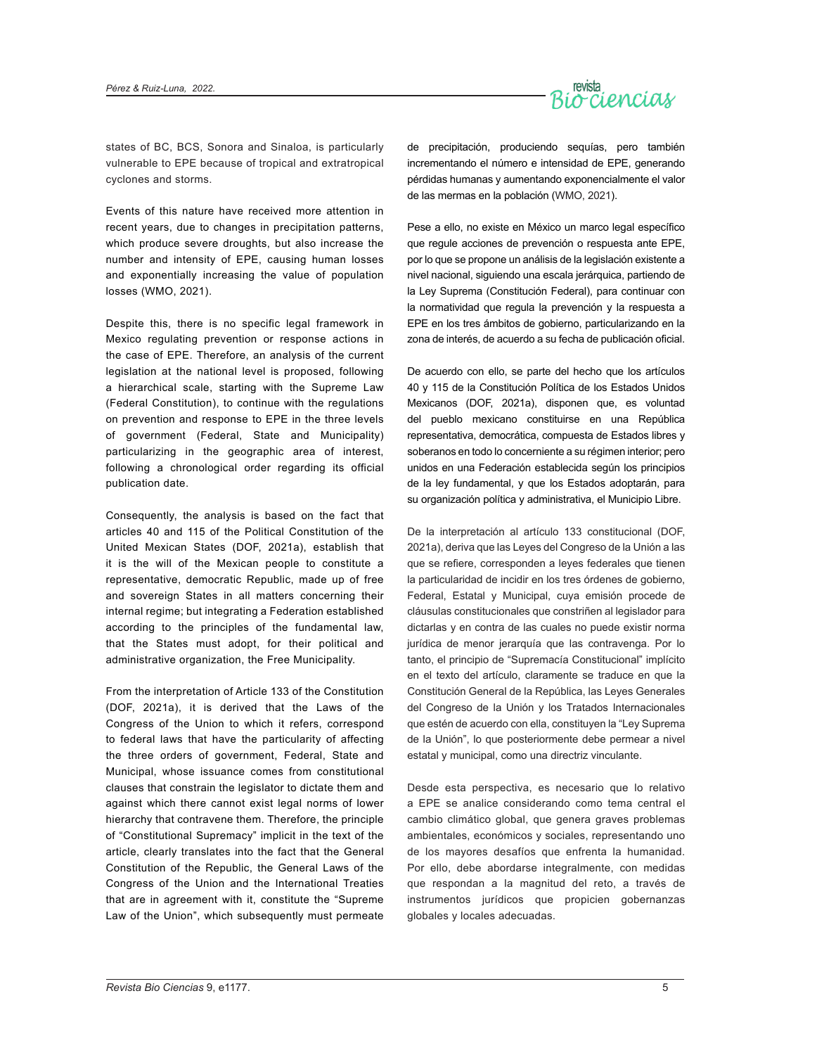states of BC, BCS, Sonora and Sinaloa, is particularly vulnerable to EPE because of tropical and extratropical cyclones and storms.

Events of this nature have received more attention in recent years, due to changes in precipitation patterns, which produce severe droughts, but also increase the number and intensity of EPE, causing human losses and exponentially increasing the value of population losses (WMO, 2021).

Despite this, there is no specific legal framework in Mexico regulating prevention or response actions in the case of EPE. Therefore, an analysis of the current legislation at the national level is proposed, following a hierarchical scale, starting with the Supreme Law (Federal Constitution), to continue with the regulations on prevention and response to EPE in the three levels of government (Federal, State and Municipality) particularizing in the geographic area of interest, following a chronological order regarding its official publication date.

Consequently, the analysis is based on the fact that articles 40 and 115 of the Political Constitution of the United Mexican States (DOF, 2021a), establish that it is the will of the Mexican people to constitute a representative, democratic Republic, made up of free and sovereign States in all matters concerning their internal regime; but integrating a Federation established according to the principles of the fundamental law, that the States must adopt, for their political and administrative organization, the Free Municipality.

From the interpretation of Article 133 of the Constitution (DOF, 2021a), it is derived that the Laws of the Congress of the Union to which it refers, correspond to federal laws that have the particularity of affecting the three orders of government, Federal, State and Municipal, whose issuance comes from constitutional clauses that constrain the legislator to dictate them and against which there cannot exist legal norms of lower hierarchy that contravene them. Therefore, the principle of "Constitutional Supremacy" implicit in the text of the article, clearly translates into the fact that the General Constitution of the Republic, the General Laws of the Congress of the Union and the International Treaties that are in agreement with it, constitute the "Supreme Law of the Union", which subsequently must permeate

de precipitación, produciendo sequías, pero también incrementando el número e intensidad de EPE, generando pérdidas humanas y aumentando exponencialmente el valor de las mermas en la población (WMO, 2021).

Pese a ello, no existe en México un marco legal específico que regule acciones de prevención o respuesta ante EPE, por lo que se propone un análisis de la legislación existente a nivel nacional, siguiendo una escala jerárquica, partiendo de la Ley Suprema (Constitución Federal), para continuar con la normatividad que regula la prevención y la respuesta a EPE en los tres ámbitos de gobierno, particularizando en la zona de interés, de acuerdo a su fecha de publicación oficial.

De acuerdo con ello, se parte del hecho que los artículos 40 y 115 de la Constitución Política de los Estados Unidos Mexicanos (DOF, 2021a), disponen que, es voluntad del pueblo mexicano constituirse en una República representativa, democrática, compuesta de Estados libres y soberanos en todo lo concerniente a su régimen interior; pero unidos en una Federación establecida según los principios de la ley fundamental, y que los Estados adoptarán, para su organización política y administrativa, el Municipio Libre.

De la interpretación al artículo 133 constitucional (DOF, 2021a), deriva que las Leyes del Congreso de la Unión a las que se refiere, corresponden a leyes federales que tienen la particularidad de incidir en los tres órdenes de gobierno, Federal, Estatal y Municipal, cuya emisión procede de cláusulas constitucionales que constriñen al legislador para dictarlas y en contra de las cuales no puede existir norma jurídica de menor jerarquía que las contravenga. Por lo tanto, el principio de "Supremacía Constitucional" implícito en el texto del artículo, claramente se traduce en que la Constitución General de la República, las Leyes Generales del Congreso de la Unión y los Tratados Internacionales que estén de acuerdo con ella, constituyen la "Ley Suprema de la Unión", lo que posteriormente debe permear a nivel estatal y municipal, como una directriz vinculante.

Desde esta perspectiva, es necesario que lo relativo a EPE se analice considerando como tema central el cambio climático global, que genera graves problemas ambientales, económicos y sociales, representando uno de los mayores desafíos que enfrenta la humanidad. Por ello, debe abordarse integralmente, con medidas que respondan a la magnitud del reto, a través de instrumentos jurídicos que propicien gobernanzas globales y locales adecuadas.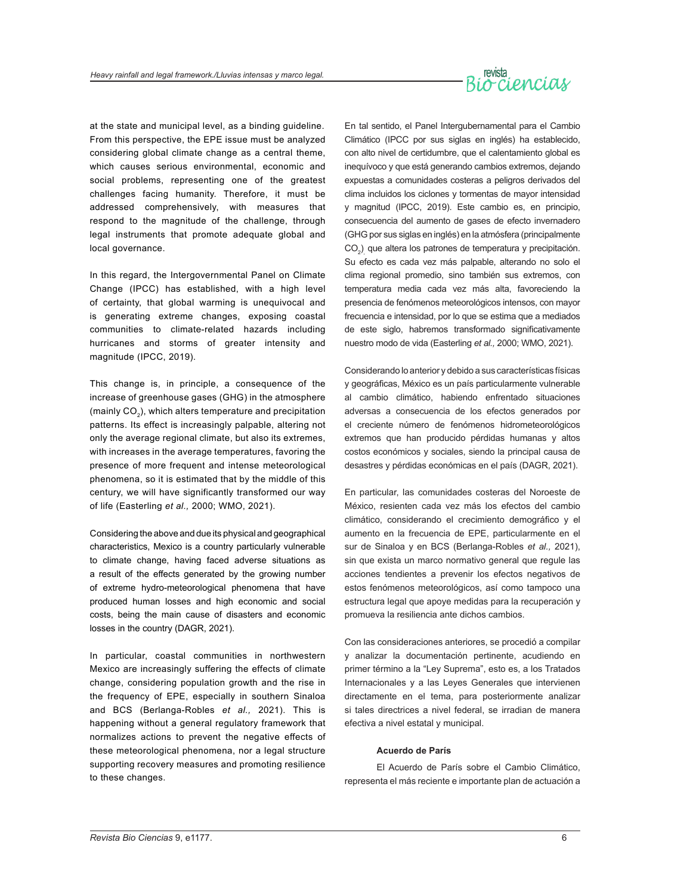at the state and municipal level, as a binding guideline. From this perspective, the EPE issue must be analyzed considering global climate change as a central theme, which causes serious environmental, economic and social problems, representing one of the greatest challenges facing humanity. Therefore, it must be addressed comprehensively, with measures that respond to the magnitude of the challenge, through legal instruments that promote adequate global and local governance.

In this regard, the Intergovernmental Panel on Climate Change (IPCC) has established, with a high level of certainty, that global warming is unequivocal and is generating extreme changes, exposing coastal communities to climate-related hazards including hurricanes and storms of greater intensity and magnitude (IPCC, 2019).

This change is, in principle, a consequence of the increase of greenhouse gases (GHG) in the atmosphere (mainly $CO_2$), which alters temperature and precipitation patterns. Its effect is increasingly palpable, altering not only the average regional climate, but also its extremes, with increases in the average temperatures, favoring the presence of more frequent and intense meteorological phenomena, so it is estimated that by the middle of this century, we will have significantly transformed our way of life (Easterling *et al.,* 2000; WMO, 2021).

Considering the above and due its physical and geographical characteristics, Mexico is a country particularly vulnerable to climate change, having faced adverse situations as a result of the effects generated by the growing number of extreme hydro-meteorological phenomena that have produced human losses and high economic and social costs, being the main cause of disasters and economic losses in the country (DAGR, 2021).

In particular, coastal communities in northwestern Mexico are increasingly suffering the effects of climate change, considering population growth and the rise in the frequency of EPE, especially in southern Sinaloa and BCS (Berlanga-Robles *et al.,* 2021). This is happening without a general regulatory framework that normalizes actions to prevent the negative effects of these meteorological phenomena, nor a legal structure supporting recovery measures and promoting resilience to these changes.

En tal sentido, el Panel Intergubernamental para el Cambio Climático (IPCC por sus siglas en inglés) ha establecido, con alto nivel de certidumbre, que el calentamiento global es inequívoco y que está generando cambios extremos, dejando expuestas a comunidades costeras a peligros derivados del clima incluidos los ciclones y tormentas de mayor intensidad y magnitud (IPCC, 2019). Este cambio es, en principio, consecuencia del aumento de gases de efecto invernadero (GHG por sus siglas en inglés) en la atmósfera (principalmente $CO_2$) que altera los patrones de temperatura y precipitación. Su efecto es cada vez más palpable, alterando no solo el clima regional promedio, sino también sus extremos, con temperatura media cada vez más alta, favoreciendo la presencia de fenómenos meteorológicos intensos, con mayor frecuencia e intensidad, por lo que se estima que a mediados de este siglo, habremos transformado significativamente nuestro modo de vida (Easterling *et al.,* 2000; WMO, 2021).

Considerando lo anterior y debido a sus características físicas y geográficas, México es un país particularmente vulnerable al cambio climático, habiendo enfrentado situaciones adversas a consecuencia de los efectos generados por el creciente número de fenómenos hidrometeorológicos extremos que han producido pérdidas humanas y altos costos económicos y sociales, siendo la principal causa de desastres y pérdidas económicas en el país (DAGR, 2021).

En particular, las comunidades costeras del Noroeste de México, resienten cada vez más los efectos del cambio climático, considerando el crecimiento demográfico y el aumento en la frecuencia de EPE, particularmente en el sur de Sinaloa y en BCS (Berlanga-Robles *et al.,* 2021), sin que exista un marco normativo general que regule las acciones tendientes a prevenir los efectos negativos de estos fenómenos meteorológicos, así como tampoco una estructura legal que apoye medidas para la recuperación y promueva la resiliencia ante dichos cambios.

Con las consideraciones anteriores, se procedió a compilar y analizar la documentación pertinente, acudiendo en primer término a la "Ley Suprema", esto es, a los Tratados Internacionales y a las Leyes Generales que intervienen directamente en el tema, para posteriormente analizar si tales directrices a nivel federal, se irradian de manera efectiva a nivel estatal y municipal.

**Acuerdo de París**

El Acuerdo de París sobre el Cambio Climático, representa el más reciente e importante plan de actuación a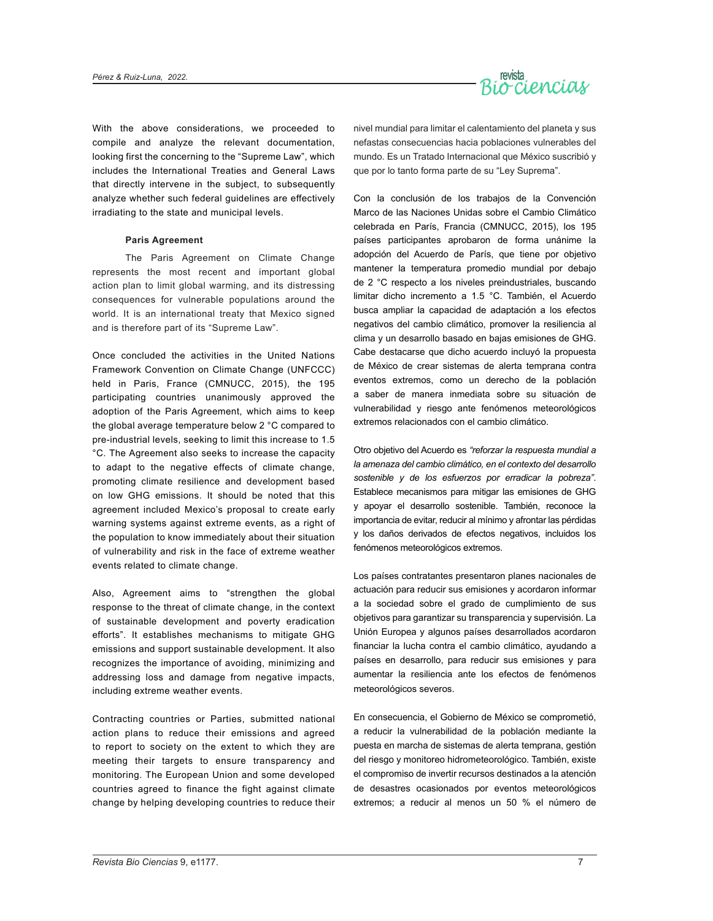With the above considerations, we proceeded to compile and analyze the relevant documentation, looking first the concerning to the "Supreme Law", which includes the International Treaties and General Laws that directly intervene in the subject, to subsequently analyze whether such federal guidelines are effectively irradiating to the state and municipal levels.

**Paris Agreement**

The Paris Agreement on Climate Change represents the most recent and important global action plan to limit global warming, and its distressing consequences for vulnerable populations around the world. It is an international treaty that Mexico signed and is therefore part of its "Supreme Law".

Once concluded the activities in the United Nations Framework Convention on Climate Change (UNFCCC) held in Paris, France (CMNUCC, 2015), the 195 participating countries unanimously approved the adoption of the Paris Agreement, which aims to keep the global average temperature below 2 °C compared to pre-industrial levels, seeking to limit this increase to 1.5 °C. The Agreement also seeks to increase the capacity to adapt to the negative effects of climate change, promoting climate resilience and development based on low GHG emissions. It should be noted that this agreement included Mexico's proposal to create early warning systems against extreme events, as a right of the population to know immediately about their situation of vulnerability and risk in the face of extreme weather events related to climate change.

Also, Agreement aims to "strengthen the global response to the threat of climate change, in the context of sustainable development and poverty eradication efforts". It establishes mechanisms to mitigate GHG emissions and support sustainable development. It also recognizes the importance of avoiding, minimizing and addressing loss and damage from negative impacts, including extreme weather events.

Contracting countries or Parties, submitted national action plans to reduce their emissions and agreed to report to society on the extent to which they are meeting their targets to ensure transparency and monitoring. The European Union and some developed countries agreed to finance the fight against climate change by helping developing countries to reduce their

nivel mundial para limitar el calentamiento del planeta y sus nefastas consecuencias hacia poblaciones vulnerables del mundo. Es un Tratado Internacional que México suscribió y que por lo tanto forma parte de su "Ley Suprema".

Con la conclusión de los trabajos de la Convención Marco de las Naciones Unidas sobre el Cambio Climático celebrada en París, Francia (CMNUCC, 2015), los 195 países participantes aprobaron de forma unánime la adopción del Acuerdo de París, que tiene por objetivo mantener la temperatura promedio mundial por debajo de 2 °C respecto a los niveles preindustriales, buscando limitar dicho incremento a 1.5 °C. También, el Acuerdo busca ampliar la capacidad de adaptación a los efectos negativos del cambio climático, promover la resiliencia al clima y un desarrollo basado en bajas emisiones de GHG. Cabe destacarse que dicho acuerdo incluyó la propuesta de México de crear sistemas de alerta temprana contra eventos extremos, como un derecho de la población a saber de manera inmediata sobre su situación de vulnerabilidad y riesgo ante fenómenos meteorológicos extremos relacionados con el cambio climático.

Otro objetivo del Acuerdo es *"reforzar la respuesta mundial a la amenaza del cambio climático, en el contexto del desarrollo sostenible y de los esfuerzos por erradicar la pobreza"*. Establece mecanismos para mitigar las emisiones de GHG y apoyar el desarrollo sostenible. También, reconoce la importancia de evitar, reducir al mínimo y afrontar las pérdidas y los daños derivados de efectos negativos, incluidos los fenómenos meteorológicos extremos.

Los países contratantes presentaron planes nacionales de actuación para reducir sus emisiones y acordaron informar a la sociedad sobre el grado de cumplimiento de sus objetivos para garantizar su transparencia y supervisión. La Unión Europea y algunos países desarrollados acordaron financiar la lucha contra el cambio climático, ayudando a países en desarrollo, para reducir sus emisiones y para aumentar la resiliencia ante los efectos de fenómenos meteorológicos severos.

En consecuencia, el Gobierno de México se comprometió, a reducir la vulnerabilidad de la población mediante la puesta en marcha de sistemas de alerta temprana, gestión del riesgo y monitoreo hidrometeorológico. También, existe el compromiso de invertir recursos destinados a la atención de desastres ocasionados por eventos meteorológicos extremos; a reducir al menos un 50 % el número de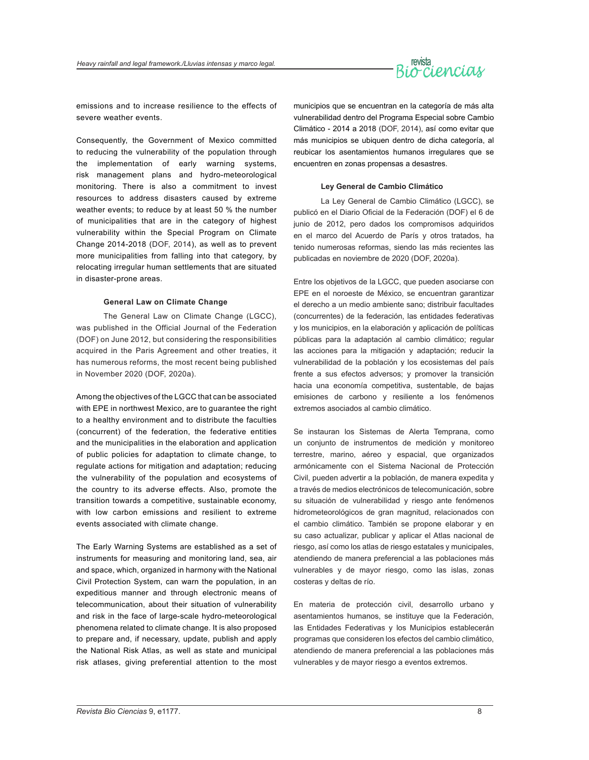emissions and to increase resilience to the effects of severe weather events.

Consequently, the Government of Mexico committed to reducing the vulnerability of the population through the implementation of early warning systems, risk management plans and hydro-meteorological monitoring. There is also a commitment to invest resources to address disasters caused by extreme weather events; to reduce by at least 50 % the number of municipalities that are in the category of highest vulnerability within the Special Program on Climate Change 2014-2018 (DOF, 2014), as well as to prevent more municipalities from falling into that category, by relocating irregular human settlements that are situated in disaster-prone areas.

### General Law on Climate Change

The General Law on Climate Change (LGCC), was published in the Official Journal of the Federation (DOF) on June 2012, but considering the responsibilities acquired in the Paris Agreement and other treaties, it has numerous reforms, the most recent being published in November 2020 (DOF, 2020a).

Among the objectives of the LGCC that can be associated with EPE in northwest Mexico, are to guarantee the right to a healthy environment and to distribute the faculties (concurrent) of the federation, the federative entities and the municipalities in the elaboration and application of public policies for adaptation to climate change, to regulate actions for mitigation and adaptation; reducing the vulnerability of the population and ecosystems of the country to its adverse effects. Also, promote the transition towards a competitive, sustainable economy, with low carbon emissions and resilient to extreme events associated with climate change.

The Early Warning Systems are established as a set of instruments for measuring and monitoring land, sea, air and space, which, organized in harmony with the National Civil Protection System, can warn the population, in an expeditious manner and through electronic means of telecommunication, about their situation of vulnerability and risk in the face of large-scale hydro-meteorological phenomena related to climate change. It is also proposed to prepare and, if necessary, update, publish and apply the National Risk Atlas, as well as state and municipal risk atlases, giving preferential attention to the most

municipios que se encuentran en la categoría de más alta vulnerabilidad dentro del Programa Especial sobre Cambio Climático - 2014 a 2018 (DOF, 2014), así como evitar que más municipios se ubiquen dentro de dicha categoría, al reubicar los asentamientos humanos irregulares que se encuentren en zonas propensas a desastres.

### Ley General de Cambio Climático

La Ley General de Cambio Climático (LGCC), se publicó en el Diario Oficial de la Federación (DOF) el 6 de junio de 2012, pero dados los compromisos adquiridos en el marco del Acuerdo de París y otros tratados, ha tenido numerosas reformas, siendo las más recientes las publicadas en noviembre de 2020 (DOF, 2020a).

Entre los objetivos de la LGCC, que pueden asociarse con EPE en el noroeste de México, se encuentran garantizar el derecho a un medio ambiente sano; distribuir facultades (concurrentes) de la federación, las entidades federativas y los municipios, en la elaboración y aplicación de políticas públicas para la adaptación al cambio climático; regular las acciones para la mitigación y adaptación; reducir la vulnerabilidad de la población y los ecosistemas del país frente a sus efectos adversos; y promover la transición hacia una economía competitiva, sustentable, de bajas emisiones de carbono y resiliente a los fenómenos extremos asociados al cambio climático.

Se instauran los Sistemas de Alerta Temprana, como un conjunto de instrumentos de medición y monitoreo terrestre, marino, aéreo y espacial, que organizados armónicamente con el Sistema Nacional de Protección Civil, pueden advertir a la población, de manera expedita y a través de medios electrónicos de telecomunicación, sobre su situación de vulnerabilidad y riesgo ante fenómenos hidrometeorológicos de gran magnitud, relacionados con el cambio climático. También se propone elaborar y en su caso actualizar, publicar y aplicar el Atlas nacional de riesgo, así como los atlas de riesgo estatales y municipales, atendiendo de manera preferencial a las poblaciones más vulnerables y de mayor riesgo, como las islas, zonas costeras y deltas de río.

En materia de protección civil, desarrollo urbano y asentamientos humanos, se instituye que la Federación, las Entidades Federativas y los Municipios establecerán programas que consideren los efectos del cambio climático, atendiendo de manera preferencial a las poblaciones más vulnerables y de mayor riesgo a eventos extremos.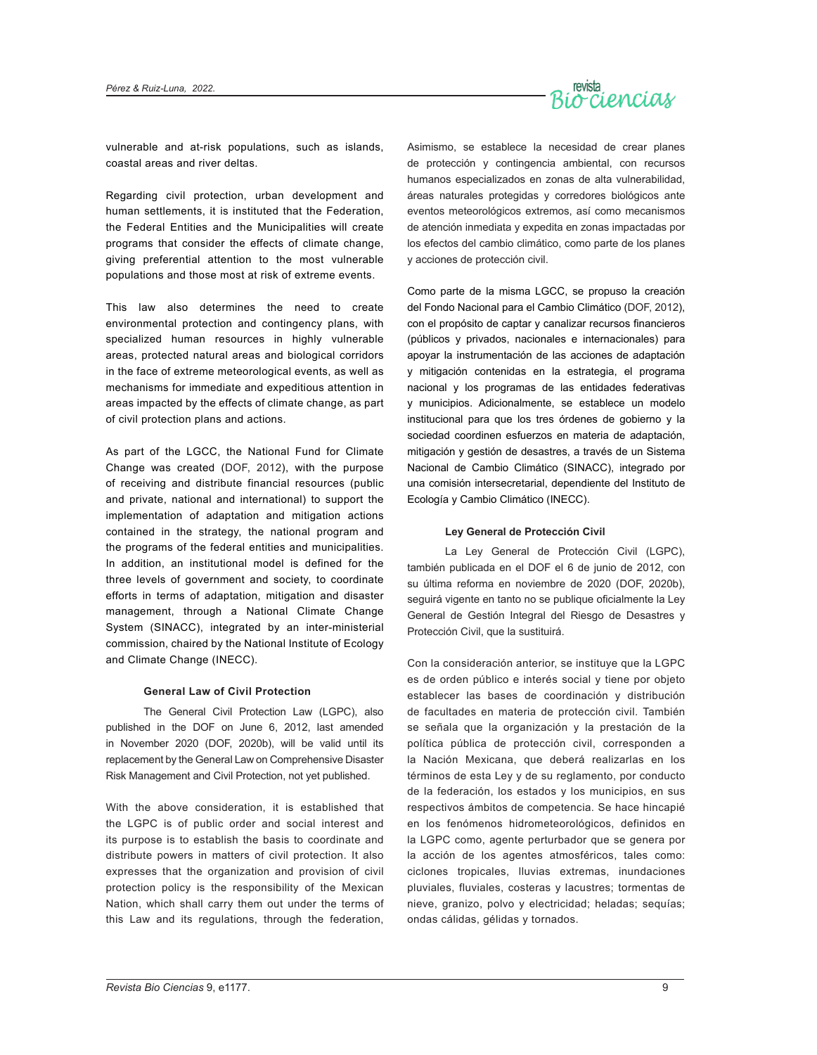vulnerable and at-risk populations, such as islands, coastal areas and river deltas.

Regarding civil protection, urban development and human settlements, it is instituted that the Federation, the Federal Entities and the Municipalities will create programs that consider the effects of climate change, giving preferential attention to the most vulnerable populations and those most at risk of extreme events.

This law also determines the need to create environmental protection and contingency plans, with specialized human resources in highly vulnerable areas, protected natural areas and biological corridors in the face of extreme meteorological events, as well as mechanisms for immediate and expeditious attention in areas impacted by the effects of climate change, as part of civil protection plans and actions.

As part of the LGCC, the National Fund for Climate Change was created (DOF, 2012), with the purpose of receiving and distribute financial resources (public and private, national and international) to support the implementation of adaptation and mitigation actions contained in the strategy, the national program and the programs of the federal entities and municipalities. In addition, an institutional model is defined for the three levels of government and society, to coordinate efforts in terms of adaptation, mitigation and disaster management, through a National Climate Change System (SINACC), integrated by an inter-ministerial commission, chaired by the National Institute of Ecology and Climate Change (INECC).

### General Law of Civil Protection

The General Civil Protection Law (LGPC), also published in the DOF on June 6, 2012, last amended in November 2020 (DOF, 2020b), will be valid until its replacement by the General Law on Comprehensive Disaster Risk Management and Civil Protection, not yet published.

With the above consideration, it is established that the LGPC is of public order and social interest and its purpose is to establish the basis to coordinate and distribute powers in matters of civil protection. It also expresses that the organization and provision of civil protection policy is the responsibility of the Mexican Nation, which shall carry them out under the terms of this Law and its regulations, through the federation,

Asimismo, se establece la necesidad de crear planes de protección y contingencia ambiental, con recursos humanos especializados en zonas de alta vulnerabilidad, áreas naturales protegidas y corredores biológicos ante eventos meteorológicos extremos, así como mecanismos de atención inmediata y expedita en zonas impactadas por los efectos del cambio climático, como parte de los planes y acciones de protección civil.

Como parte de la misma LGCC, se propuso la creación del Fondo Nacional para el Cambio Climático (DOF, 2012), con el propósito de captar y canalizar recursos financieros (públicos y privados, nacionales e internacionales) para apoyar la instrumentación de las acciones de adaptación y mitigación contenidas en la estrategia, el programa nacional y los programas de las entidades federativas y municipios. Adicionalmente, se establece un modelo institucional para que los tres órdenes de gobierno y la sociedad coordinen esfuerzos en materia de adaptación, mitigación y gestión de desastres, a través de un Sistema Nacional de Cambio Climático (SINACC), integrado por una comisión intersecretarial, dependiente del Instituto de Ecología y Cambio Climático (INECC).

### Ley General de Protección Civil

La Ley General de Protección Civil (LGPC), también publicada en el DOF el 6 de junio de 2012, con su última reforma en noviembre de 2020 (DOF, 2020b), seguirá vigente en tanto no se publique oficialmente la Ley General de Gestión Integral del Riesgo de Desastres y Protección Civil, que la sustituirá.

Con la consideración anterior, se instituye que la LGPC es de orden público e interés social y tiene por objeto establecer las bases de coordinación y distribución de facultades en materia de protección civil. También se señala que la organización y la prestación de la política pública de protección civil, corresponden a la Nación Mexicana, que deberá realizarlas en los términos de esta Ley y de su reglamento, por conducto de la federación, los estados y los municipios, en sus respectivos ámbitos de competencia. Se hace hincapié en los fenómenos hidrometeorológicos, definidos en la LGPC como, agente perturbador que se genera por la acción de los agentes atmosféricos, tales como: ciclones tropicales, lluvias extremas, inundaciones pluviales, fluviales, costeras y lacustres; tormentas de nieve, granizo, polvo y electricidad; heladas; sequías; ondas cálidas, gélidas y tornados.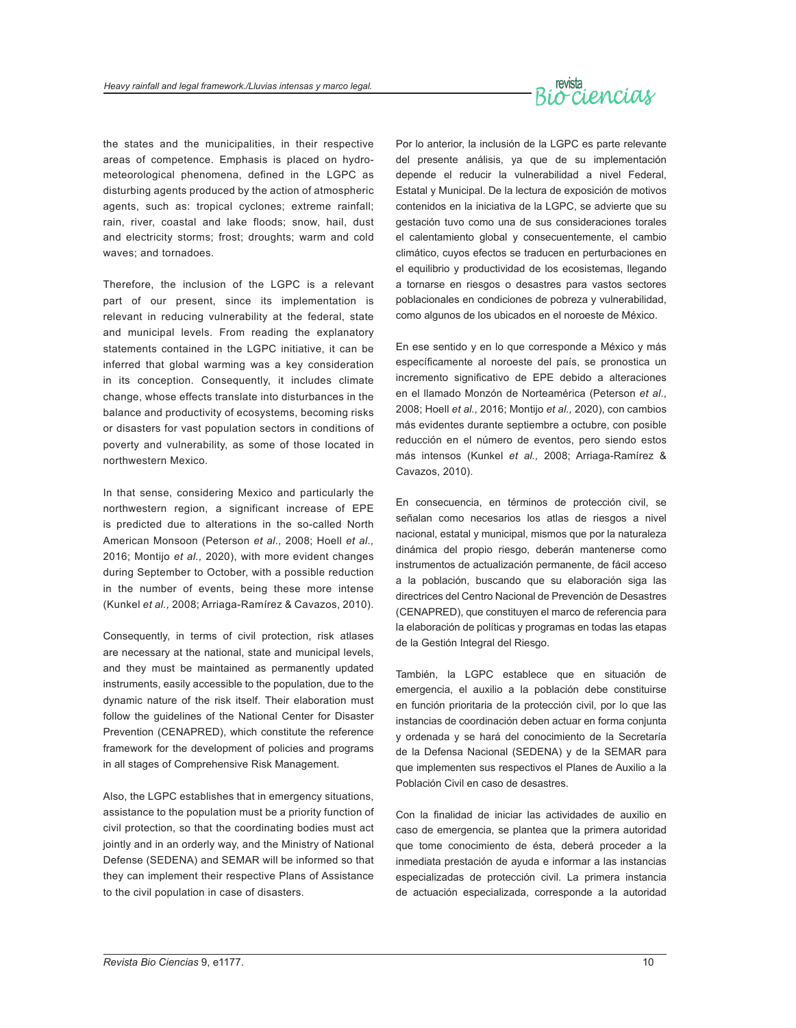the states and the municipalities, in their respective areas of competence. Emphasis is placed on hydro-meteorological phenomena, defined in the LGPC as disturbing agents produced by the action of atmospheric agents, such as: tropical cyclones; extreme rainfall; rain, river, coastal and lake floods; snow, hail, dust and electricity storms; frost; droughts; warm and cold waves; and tornadoes.

Therefore, the inclusion of the LGPC is a relevant part of our present, since its implementation is relevant in reducing vulnerability at the federal, state and municipal levels. From reading the explanatory statements contained in the LGPC initiative, it can be inferred that global warming was a key consideration in its conception. Consequently, it includes climate change, whose effects translate into disturbances in the balance and productivity of ecosystems, becoming risks or disasters for vast population sectors in conditions of poverty and vulnerability, as some of those located in northwestern Mexico.

In that sense, considering Mexico and particularly the northwestern region, a significant increase of EPE is predicted due to alterations in the so-called North American Monsoon (Peterson *et al.,* 2008; Hoell *et al.,* 2016; Montijo *et al.,* 2020), with more evident changes during September to October, with a possible reduction in the number of events, being these more intense (Kunkel *et al.,* 2008; Arriaga-Ramírez & Cavazos, 2010).

Consequently, in terms of civil protection, risk atlases are necessary at the national, state and municipal levels, and they must be maintained as permanently updated instruments, easily accessible to the population, due to the dynamic nature of the risk itself. Their elaboration must follow the guidelines of the National Center for Disaster Prevention (CENAPRED), which constitute the reference framework for the development of policies and programs in all stages of Comprehensive Risk Management.

Also, the LGPC establishes that in emergency situations, assistance to the population must be a priority function of civil protection, so that the coordinating bodies must act jointly and in an orderly way, and the Ministry of National Defense (SEDENA) and SEMAR will be informed so that they can implement their respective Plans of Assistance to the civil population in case of disasters.

Por lo anterior, la inclusión de la LGPC es parte relevante del presente análisis, ya que de su implementación depende el reducir la vulnerabilidad a nivel Federal, Estatal y Municipal. De la lectura de exposición de motivos contenidos en la iniciativa de la LGPC, se advierte que su gestación tuvo como una de sus consideraciones torales el calentamiento global y consecuentemente, el cambio climático, cuyos efectos se traducen en perturbaciones en el equilibrio y productividad de los ecosistemas, llegando a tornarse en riesgos o desastres para vastos sectores poblacionales en condiciones de pobreza y vulnerabilidad, como algunos de los ubicados en el noroeste de México.

En ese sentido y en lo que corresponde a México y más específicamente al noroeste del país, se pronostica un incremento significativo de EPE debido a alteraciones en el llamado Monzón de Norteamérica (Peterson *et al*., 2008; Hoell *et al.,* 2016; Montijo *et al.,* 2020), con cambios más evidentes durante septiembre a octubre, con posible reducción en el número de eventos, pero siendo estos más intensos (Kunkel *et al.,* 2008; Arriaga-Ramírez & Cavazos, 2010).

En consecuencia, en términos de protección civil, se señalan como necesarios los atlas de riesgos a nivel nacional, estatal y municipal, mismos que por la naturaleza dinámica del propio riesgo, deberán mantenerse como instrumentos de actualización permanente, de fácil acceso a la población, buscando que su elaboración siga las directrices del Centro Nacional de Prevención de Desastres (CENAPRED), que constituyen el marco de referencia para la elaboración de políticas y programas en todas las etapas de la Gestión Integral del Riesgo.

También, la LGPC establece que en situación de emergencia, el auxilio a la población debe constituirse en función prioritaria de la protección civil, por lo que las instancias de coordinación deben actuar en forma conjunta y ordenada y se hará del conocimiento de la Secretaría de la Defensa Nacional (SEDENA) y de la SEMAR para que implementen sus respectivos el Planes de Auxilio a la Población Civil en caso de desastres.

Con la finalidad de iniciar las actividades de auxilio en caso de emergencia, se plantea que la primera autoridad que tome conocimiento de ésta, deberá proceder a la inmediata prestación de ayuda e informar a las instancias especializadas de protección civil. La primera instancia de actuación especializada, corresponde a la autoridad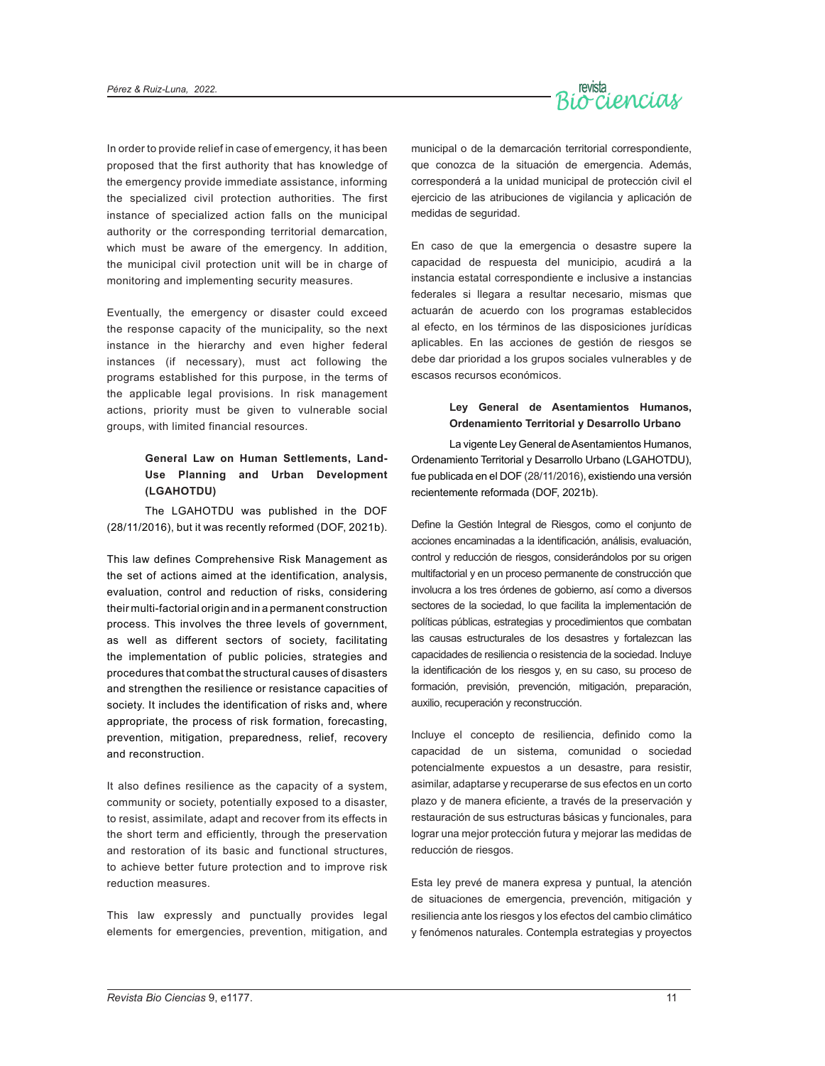In order to provide relief in case of emergency, it has been proposed that the first authority that has knowledge of the emergency provide immediate assistance, informing the specialized civil protection authorities. The first instance of specialized action falls on the municipal authority or the corresponding territorial demarcation, which must be aware of the emergency. In addition, the municipal civil protection unit will be in charge of monitoring and implementing security measures.

Eventually, the emergency or disaster could exceed the response capacity of the municipality, so the next instance in the hierarchy and even higher federal instances (if necessary), must act following the programs established for this purpose, in the terms of the applicable legal provisions. In risk management actions, priority must be given to vulnerable social groups, with limited financial resources.

**General Law on Human Settlements, Land-Use Planning and Urban Development (LGAHOTDU)**

The LGAHOTDU was published in the DOF (28/11/2016), but it was recently reformed (DOF, 2021b).

This law defines Comprehensive Risk Management as the set of actions aimed at the identification, analysis, evaluation, control and reduction of risks, considering their multi-factorial origin and in a permanent construction process. This involves the three levels of government, as well as different sectors of society, facilitating the implementation of public policies, strategies and procedures that combat the structural causes of disasters and strengthen the resilience or resistance capacities of society. It includes the identification of risks and, where appropriate, the process of risk formation, forecasting, prevention, mitigation, preparedness, relief, recovery and reconstruction.

It also defines resilience as the capacity of a system, community or society, potentially exposed to a disaster, to resist, assimilate, adapt and recover from its effects in the short term and efficiently, through the preservation and restoration of its basic and functional structures, to achieve better future protection and to improve risk reduction measures.

This law expressly and punctually provides legal elements for emergencies, prevention, mitigation, and

municipal o de la demarcación territorial correspondiente, que conozca de la situación de emergencia. Además, corresponderá a la unidad municipal de protección civil el ejercicio de las atribuciones de vigilancia y aplicación de medidas de seguridad.

En caso de que la emergencia o desastre supere la capacidad de respuesta del municipio, acudirá a la instancia estatal correspondiente e inclusive a instancias federales si llegara a resultar necesario, mismas que actuarán de acuerdo con los programas establecidos al efecto, en los términos de las disposiciones jurídicas aplicables. En las acciones de gestión de riesgos se debe dar prioridad a los grupos sociales vulnerables y de escasos recursos económicos.

**Ley General de Asentamientos Humanos, Ordenamiento Territorial y Desarrollo Urbano**

La vigente Ley General de Asentamientos Humanos, Ordenamiento Territorial y Desarrollo Urbano (LGAHOTDU), fue publicada en el DOF (28/11/2016), existiendo una versión recientemente reformada (DOF, 2021b).

Define la Gestión Integral de Riesgos, como el conjunto de acciones encaminadas a la identificación, análisis, evaluación, control y reducción de riesgos, considerándolos por su origen multifactorial y en un proceso permanente de construcción que involucra a los tres órdenes de gobierno, así como a diversos sectores de la sociedad, lo que facilita la implementación de políticas públicas, estrategias y procedimientos que combatan las causas estructurales de los desastres y fortalezcan las capacidades de resiliencia o resistencia de la sociedad. Incluye la identificación de los riesgos y, en su caso, su proceso de formación, previsión, prevención, mitigación, preparación, auxilio, recuperación y reconstrucción.

Incluye el concepto de resiliencia, definido como la capacidad de un sistema, comunidad o sociedad potencialmente expuestos a un desastre, para resistir, asimilar, adaptarse y recuperarse de sus efectos en un corto plazo y de manera eficiente, a través de la preservación y restauración de sus estructuras básicas y funcionales, para lograr una mejor protección futura y mejorar las medidas de reducción de riesgos.

Esta ley prevé de manera expresa y puntual, la atención de situaciones de emergencia, prevención, mitigación y resiliencia ante los riesgos y los efectos del cambio climático y fenómenos naturales. Contempla estrategias y proyectos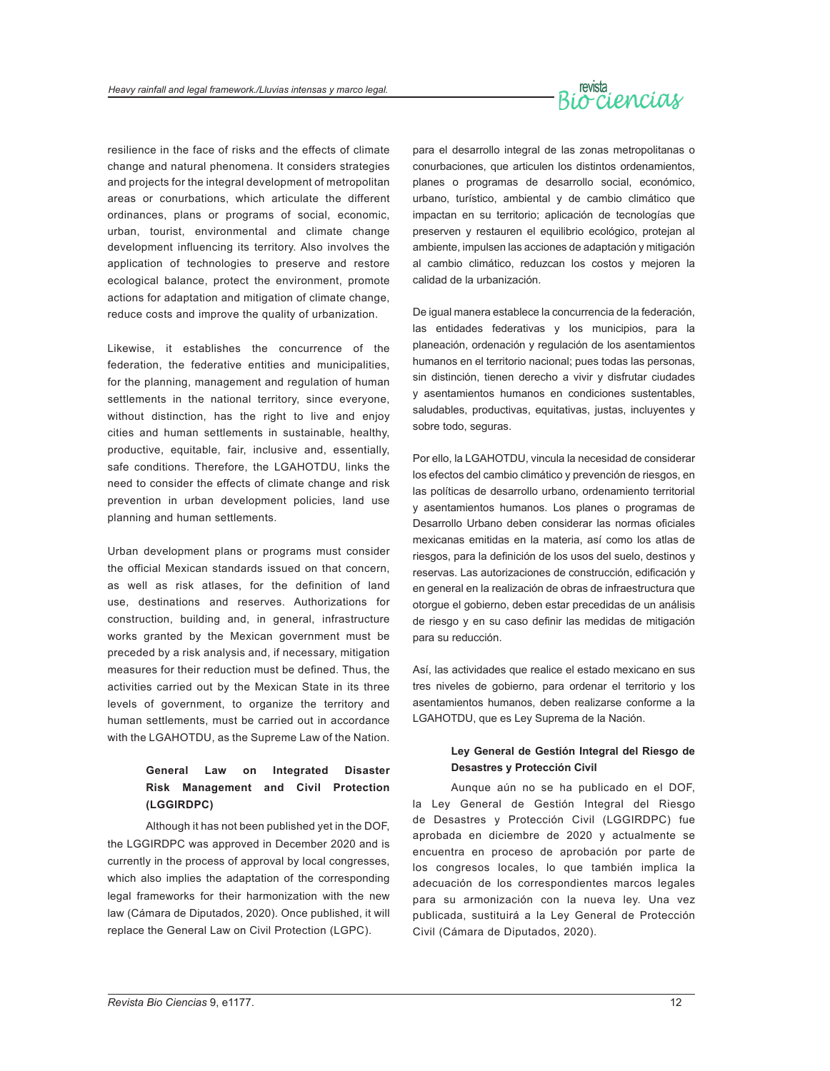resilience in the face of risks and the effects of climate change and natural phenomena. It considers strategies and projects for the integral development of metropolitan areas or conurbations, which articulate the different ordinances, plans or programs of social, economic, urban, tourist, environmental and climate change development influencing its territory. Also involves the application of technologies to preserve and restore ecological balance, protect the environment, promote actions for adaptation and mitigation of climate change, reduce costs and improve the quality of urbanization.

Likewise, it establishes the concurrence of the federation, the federative entities and municipalities, for the planning, management and regulation of human settlements in the national territory, since everyone, without distinction, has the right to live and enjoy cities and human settlements in sustainable, healthy, productive, equitable, fair, inclusive and, essentially, safe conditions. Therefore, the LGAHOTDU, links the need to consider the effects of climate change and risk prevention in urban development policies, land use planning and human settlements.

Urban development plans or programs must consider the official Mexican standards issued on that concern, as well as risk atlases, for the definition of land use, destinations and reserves. Authorizations for construction, building and, in general, infrastructure works granted by the Mexican government must be preceded by a risk analysis and, if necessary, mitigation measures for their reduction must be defined. Thus, the activities carried out by the Mexican State in its three levels of government, to organize the territory and human settlements, must be carried out in accordance with the LGAHOTDU, as the Supreme Law of the Nation.

**General Law on Integrated Disaster Risk Management and Civil Protection (LGGIRDPC)**

Although it has not been published yet in the DOF, the LGGIRDPC was approved in December 2020 and is currently in the process of approval by local congresses, which also implies the adaptation of the corresponding legal frameworks for their harmonization with the new law (Cámara de Diputados, 2020). Once published, it will replace the General Law on Civil Protection (LGPC).

para el desarrollo integral de las zonas metropolitanas o conurbaciones, que articulen los distintos ordenamientos, planes o programas de desarrollo social, económico, urbano, turístico, ambiental y de cambio climático que impactan en su territorio; aplicación de tecnologías que preserven y restauren el equilibrio ecológico, protejan al ambiente, impulsen las acciones de adaptación y mitigación al cambio climático, reduzcan los costos y mejoren la calidad de la urbanización.

De igual manera establece la concurrencia de la federación, las entidades federativas y los municipios, para la planeación, ordenación y regulación de los asentamientos humanos en el territorio nacional; pues todas las personas, sin distinción, tienen derecho a vivir y disfrutar ciudades y asentamientos humanos en condiciones sustentables, saludables, productivas, equitativas, justas, incluyentes y sobre todo, seguras.

Por ello, la LGAHOTDU, vincula la necesidad de considerar los efectos del cambio climático y prevención de riesgos, en las políticas de desarrollo urbano, ordenamiento territorial y asentamientos humanos. Los planes o programas de Desarrollo Urbano deben considerar las normas oficiales mexicanas emitidas en la materia, así como los atlas de riesgos, para la definición de los usos del suelo, destinos y reservas. Las autorizaciones de construcción, edificación y en general en la realización de obras de infraestructura que otorgue el gobierno, deben estar precedidas de un análisis de riesgo y en su caso definir las medidas de mitigación para su reducción.

Así, las actividades que realice el estado mexicano en sus tres niveles de gobierno, para ordenar el territorio y los asentamientos humanos, deben realizarse conforme a la LGAHOTDU, que es Ley Suprema de la Nación.

**Ley General de Gestión Integral del Riesgo de Desastres y Protección Civil**

Aunque aún no se ha publicado en el DOF, la Ley General de Gestión Integral del Riesgo de Desastres y Protección Civil (LGGIRDPC) fue aprobada en diciembre de 2020 y actualmente se encuentra en proceso de aprobación por parte de los congresos locales, lo que también implica la adecuación de los correspondientes marcos legales para su armonización con la nueva ley. Una vez publicada, sustituirá a la Ley General de Protección Civil (Cámara de Diputados, 2020).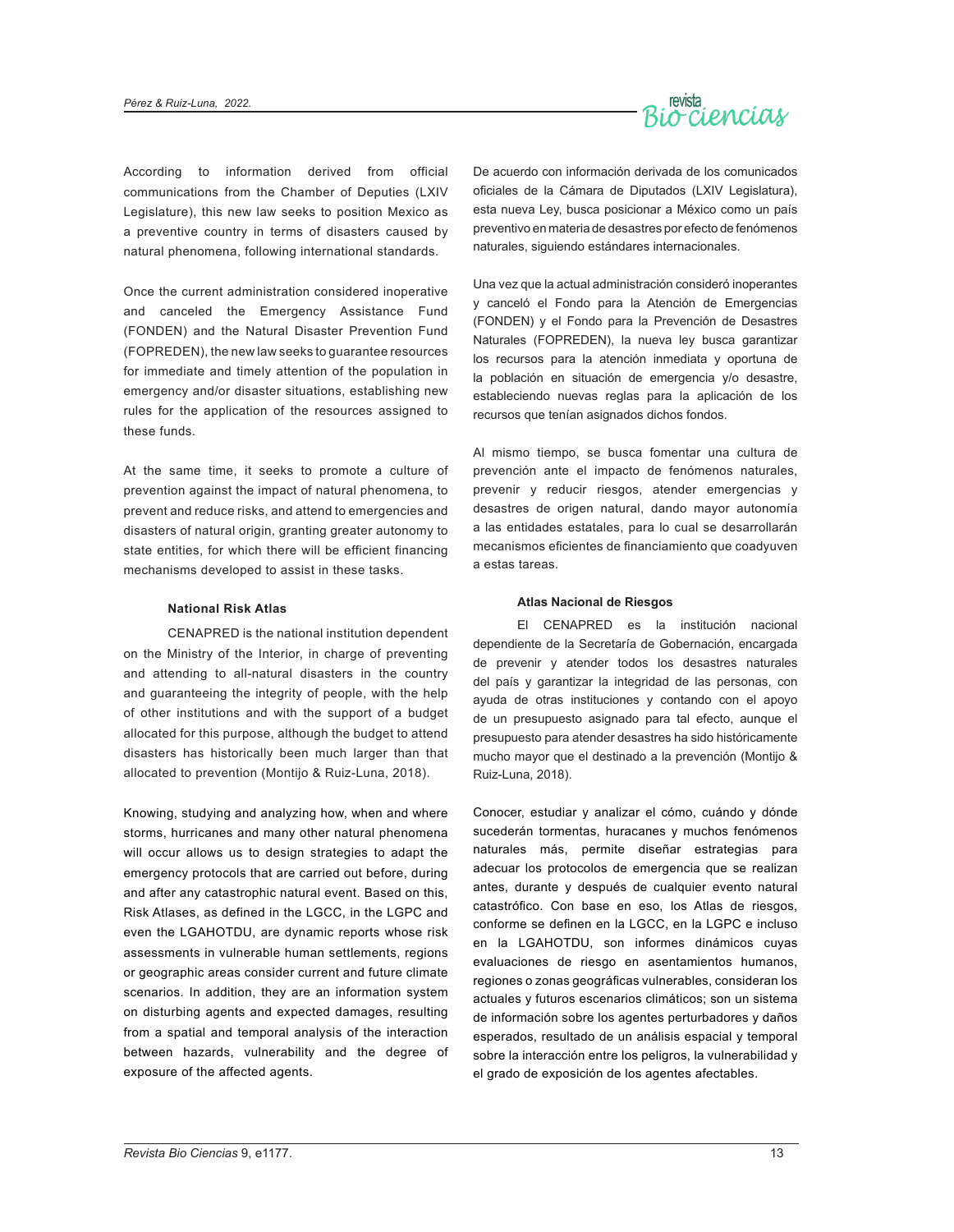According to information derived from official communications from the Chamber of Deputies (LXIV Legislature), this new law seeks to position Mexico as a preventive country in terms of disasters caused by natural phenomena, following international standards.

Once the current administration considered inoperative and canceled the Emergency Assistance Fund (FONDEN) and the Natural Disaster Prevention Fund (FOPREDEN), the new law seeks to guarantee resources for immediate and timely attention of the population in emergency and/or disaster situations, establishing new rules for the application of the resources assigned to these funds.

At the same time, it seeks to promote a culture of prevention against the impact of natural phenomena, to prevent and reduce risks, and attend to emergencies and disasters of natural origin, granting greater autonomy to state entities, for which there will be efficient financing mechanisms developed to assist in these tasks.

### National Risk Atlas

CENAPRED is the national institution dependent on the Ministry of the Interior, in charge of preventing and attending to all-natural disasters in the country and guaranteeing the integrity of people, with the help of other institutions and with the support of a budget allocated for this purpose, although the budget to attend disasters has historically been much larger than that allocated to prevention (Montijo & Ruiz-Luna, 2018).

Knowing, studying and analyzing how, when and where storms, hurricanes and many other natural phenomena will occur allows us to design strategies to adapt the emergency protocols that are carried out before, during and after any catastrophic natural event. Based on this, Risk Atlases, as defined in the LGCC, in the LGPC and even the LGAHOTDU, are dynamic reports whose risk assessments in vulnerable human settlements, regions or geographic areas consider current and future climate scenarios. In addition, they are an information system on disturbing agents and expected damages, resulting from a spatial and temporal analysis of the interaction between hazards, vulnerability and the degree of exposure of the affected agents.

De acuerdo con información derivada de los comunicados oficiales de la Cámara de Diputados (LXIV Legislatura), esta nueva Ley, busca posicionar a México como un país preventivo en materia de desastres por efecto de fenómenos naturales, siguiendo estándares internacionales.

Una vez que la actual administración consideró inoperantes y canceló el Fondo para la Atención de Emergencias (FONDEN) y el Fondo para la Prevención de Desastres Naturales (FOPREDEN), la nueva ley busca garantizar los recursos para la atención inmediata y oportuna de la población en situación de emergencia y/o desastre, estableciendo nuevas reglas para la aplicación de los recursos que tenían asignados dichos fondos.

Al mismo tiempo, se busca fomentar una cultura de prevención ante el impacto de fenómenos naturales, prevenir y reducir riesgos, atender emergencias y desastres de origen natural, dando mayor autonomía a las entidades estatales, para lo cual se desarrollarán mecanismos eficientes de financiamiento que coadyuven a estas tareas.

### Atlas Nacional de Riesgos

El CENAPRED es la institución nacional dependiente de la Secretaría de Gobernación, encargada de prevenir y atender todos los desastres naturales del país y garantizar la integridad de las personas, con ayuda de otras instituciones y contando con el apoyo de un presupuesto asignado para tal efecto, aunque el presupuesto para atender desastres ha sido históricamente mucho mayor que el destinado a la prevención (Montijo & Ruiz-Luna, 2018).

Conocer, estudiar y analizar el cómo, cuándo y dónde sucederán tormentas, huracanes y muchos fenómenos naturales más, permite diseñar estrategias para adecuar los protocolos de emergencia que se realizan antes, durante y después de cualquier evento natural catastrófico. Con base en eso, los Atlas de riesgos, conforme se definen en la LGCC, en la LGPC e incluso en la LGAHOTDU, son informes dinámicos cuyas evaluaciones de riesgo en asentamientos humanos, regiones o zonas geográficas vulnerables, consideran los actuales y futuros escenarios climáticos; son un sistema de información sobre los agentes perturbadores y daños esperados, resultado de un análisis espacial y temporal sobre la interacción entre los peligros, la vulnerabilidad y el grado de exposición de los agentes afectables.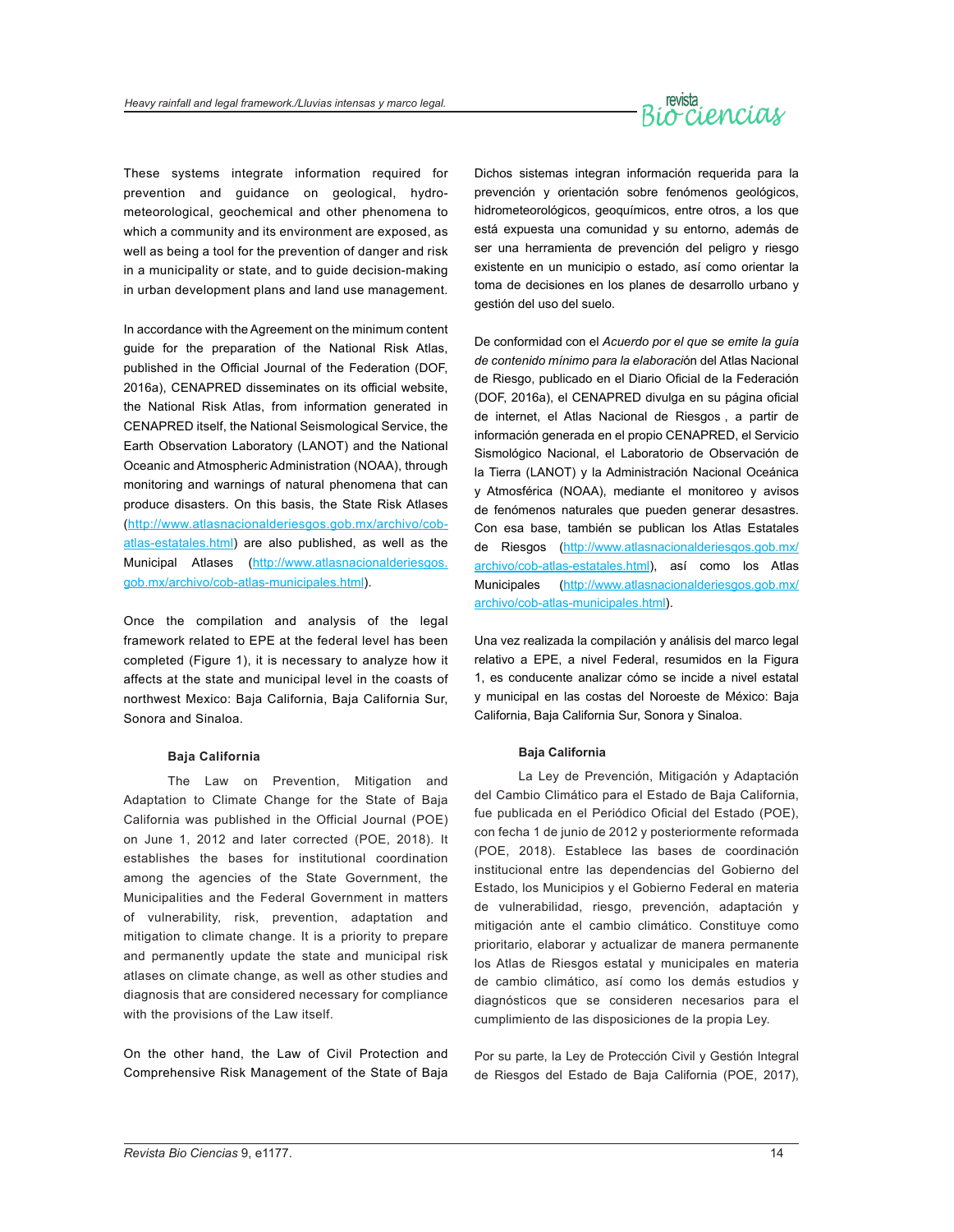These systems integrate information required for prevention and guidance on geological, hydro-meteorological, geochemical and other phenomena to which a community and its environment are exposed, as well as being a tool for the prevention of danger and risk in a municipality or state, and to guide decision-making in urban development plans and land use management.

In accordance with the Agreement on the minimum content guide for the preparation of the National Risk Atlas, published in the Official Journal of the Federation (DOF, 2016a), CENAPRED disseminates on its official website, the National Risk Atlas, from information generated in CENAPRED itself, the National Seismological Service, the Earth Observation Laboratory (LANOT) and the National Oceanic and Atmospheric Administration (NOAA), through monitoring and warnings of natural phenomena that can produce disasters. On this basis, the State Risk Atlases (http://www.atlasnacionalderiesgos.gob.mx/archivo/cob-atlas-estatales.html) are also published, as well as the Municipal Atlases (http://www.atlasnacionalderiesgos.gob.mx/archivo/cob-atlas-municipales.html).

Once the compilation and analysis of the legal framework related to EPE at the federal level has been completed (Figure 1), it is necessary to analyze how it affects at the state and municipal level in the coasts of northwest Mexico: Baja California, Baja California Sur, Sonora and Sinaloa.

**Baja California**

The Law on Prevention, Mitigation and Adaptation to Climate Change for the State of Baja California was published in the Official Journal (POE) on June 1, 2012 and later corrected (POE, 2018). It establishes the bases for institutional coordination among the agencies of the State Government, the Municipalities and the Federal Government in matters of vulnerability, risk, prevention, adaptation and mitigation to climate change. It is a priority to prepare and permanently update the state and municipal risk atlases on climate change, as well as other studies and diagnosis that are considered necessary for compliance with the provisions of the Law itself.

On the other hand, the Law of Civil Protection and Comprehensive Risk Management of the State of Baja

Dichos sistemas integran información requerida para la prevención y orientación sobre fenómenos geológicos, hidrometeorológicos, geoquímicos, entre otros, a los que está expuesta una comunidad y su entorno, además de ser una herramienta de prevención del peligro y riesgo existente en un municipio o estado, así como orientar la toma de decisiones en los planes de desarrollo urbano y gestión del uso del suelo.

De conformidad con el *Acuerdo por el que se emite la guía de contenido mínimo para la elaboraci*ón del Atlas Nacional de Riesgo, publicado en el Diario Oficial de la Federación (DOF, 2016a), el CENAPRED divulga en su página oficial de internet, el Atlas Nacional de Riesgos , a partir de información generada en el propio CENAPRED, el Servicio Sismológico Nacional, el Laboratorio de Observación de la Tierra (LANOT) y la Administración Nacional Oceánica y Atmosférica (NOAA), mediante el monitoreo y avisos de fenómenos naturales que pueden generar desastres. Con esa base, también se publican los Atlas Estatales de Riesgos (http://www.atlasnacionalderiesgos.gob.mx/archivo/cob-atlas-estatales.html), así como los Atlas Municipales (http://www.atlasnacionalderiesgos.gob.mx/archivo/cob-atlas-municipales.html).

Una vez realizada la compilación y análisis del marco legal relativo a EPE, a nivel Federal, resumidos en la Figura 1, es conducente analizar cómo se incide a nivel estatal y municipal en las costas del Noroeste de México: Baja California, Baja California Sur, Sonora y Sinaloa.

**Baja California**

La Ley de Prevención, Mitigación y Adaptación del Cambio Climático para el Estado de Baja California, fue publicada en el Periódico Oficial del Estado (POE), con fecha 1 de junio de 2012 y posteriormente reformada (POE, 2018). Establece las bases de coordinación institucional entre las dependencias del Gobierno del Estado, los Municipios y el Gobierno Federal en materia de vulnerabilidad, riesgo, prevención, adaptación y mitigación ante el cambio climático. Constituye como prioritario, elaborar y actualizar de manera permanente los Atlas de Riesgos estatal y municipales en materia de cambio climático, así como los demás estudios y diagnósticos que se consideren necesarios para el cumplimiento de las disposiciones de la propia Ley.

Por su parte, la Ley de Protección Civil y Gestión Integral de Riesgos del Estado de Baja California (POE, 2017),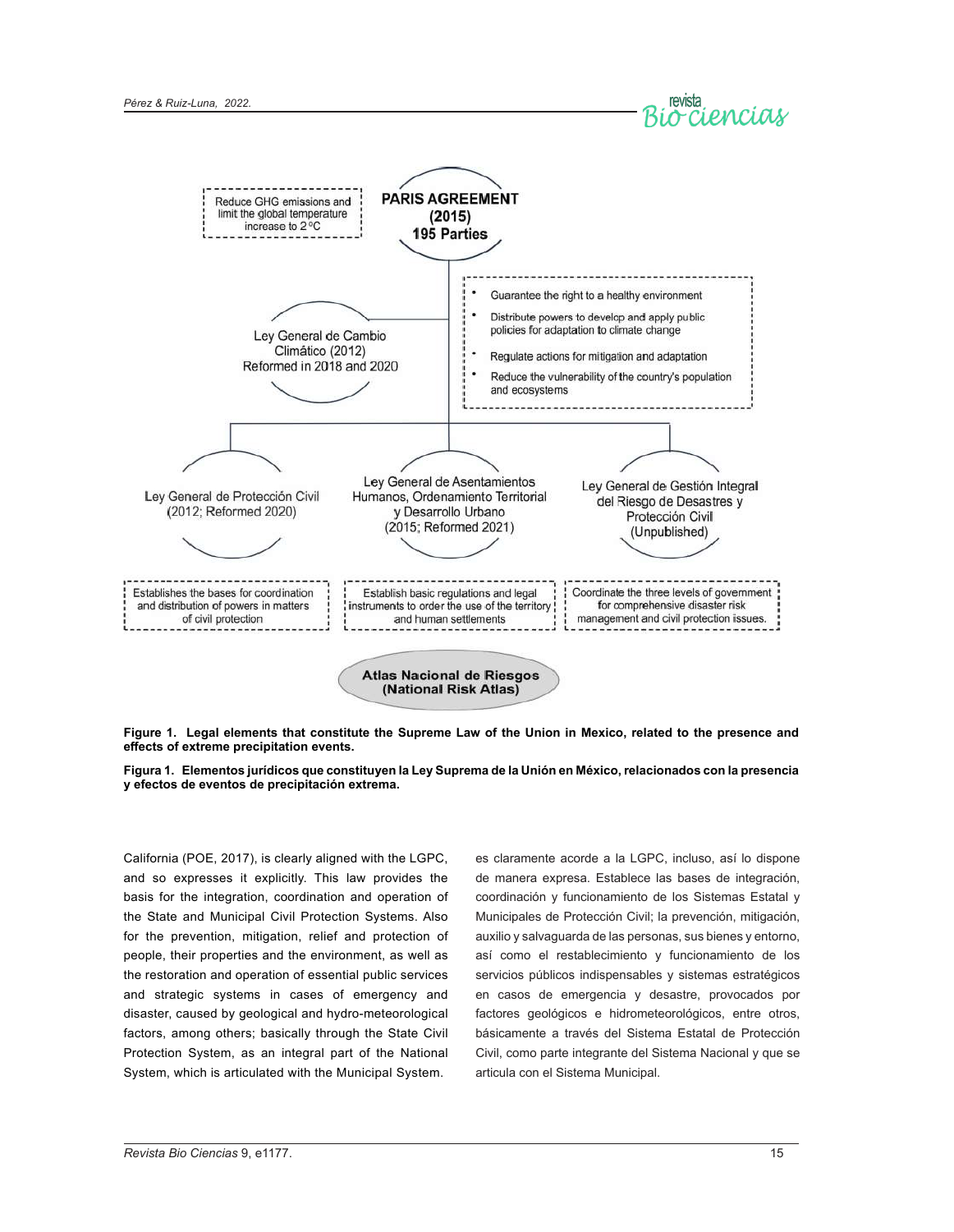PARIS AGREEMENT (2015) 195 Parties

Reduce GHG emissions and limit the global temperature increase to 2 °C

Ley General de Cambio Climático (2012) Reformed in 2018 and 2020

- Guarantee the right to a healthy environment
- Distribute powers to develop and apply public policies for adaptation to climate change
- Regulate actions for mitigation and adaptation
- Reduce the vulnerability of the country's population and ecosystems

Ley General de Protección Civil (2012; Reformed 2020)

Establishes the bases for coordination and distribution of powers in matters of civil protection

Ley General de Asentamientos Humanos, Ordenamiento Territorial y Desarrollo Urbano (2015; Reformed 2021)

Establish basic regulations and legal instruments to order the use of the territory and human settlements

Ley General de Gestión Integral del Riesgo de Desastres y Protección Civil (Unpublished)

Coordinate the three levels of government for comprehensive disaster risk management and civil protection issues.

Atlas Nacional de Riesgos (National Risk Atlas)

**Figure 1. Legal elements that constitute the Supreme Law of the Union in Mexico, related to the presence and effects of extreme precipitation events.**

**Figura 1. Elementos jurídicos que constituyen la Ley Suprema de la Unión en México, relacionados con la presencia y efectos de eventos de precipitación extrema.**

California (POE, 2017), is clearly aligned with the LGPC, and so expresses it explicitly. This law provides the basis for the integration, coordination and operation of the State and Municipal Civil Protection Systems. Also for the prevention, mitigation, relief and protection of people, their properties and the environment, as well as the restoration and operation of essential public services and strategic systems in cases of emergency and disaster, caused by geological and hydro-meteorological factors, among others; basically through the State Civil Protection System, as an integral part of the National System, which is articulated with the Municipal System.

es claramente acorde a la LGPC, incluso, así lo dispone de manera expresa. Establece las bases de integración, coordinación y funcionamiento de los Sistemas Estatal y Municipales de Protección Civil; la prevención, mitigación, auxilio y salvaguarda de las personas, sus bienes y entorno, así como el restablecimiento y funcionamiento de los servicios públicos indispensables y sistemas estratégicos en casos de emergencia y desastre, provocados por factores geológicos e hidrometeorológicos, entre otros, básicamente a través del Sistema Estatal de Protección Civil, como parte integrante del Sistema Nacional y que se articula con el Sistema Municipal.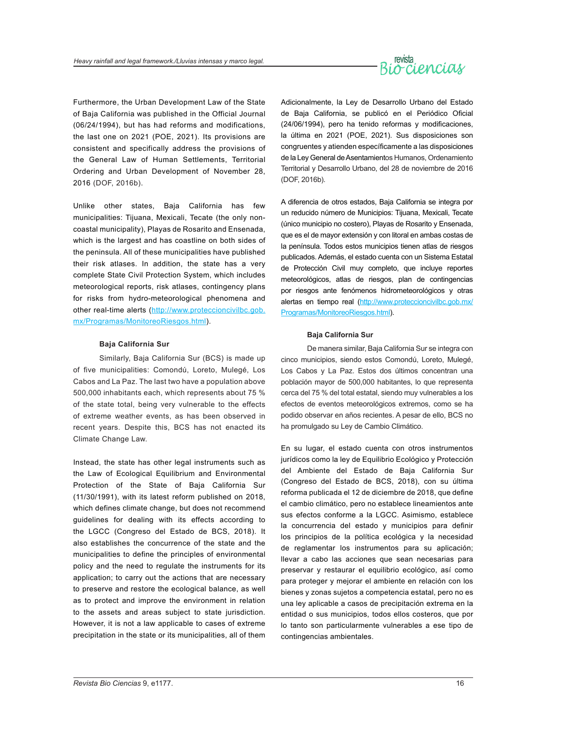Furthermore, the Urban Development Law of the State of Baja California was published in the Official Journal (06/24/1994), but has had reforms and modifications, the last one on 2021 (POE, 2021). Its provisions are consistent and specifically address the provisions of the General Law of Human Settlements, Territorial Ordering and Urban Development of November 28, 2016 (DOF, 2016b).

Unlike other states, Baja California has few municipalities: Tijuana, Mexicali, Tecate (the only non-coastal municipality), Playas de Rosarito and Ensenada, which is the largest and has coastline on both sides of the peninsula. All of these municipalities have published their risk atlases. In addition, the state has a very complete State Civil Protection System, which includes meteorological reports, risk atlases, contingency plans for risks from hydro-meteorological phenomena and other real-time alerts (http://www.proteccioncivilbc.gob.mx/Programas/MonitoreoRiesgos.html).

### Baja California Sur

Similarly, Baja California Sur (BCS) is made up of five municipalities: Comondú, Loreto, Mulegé, Los Cabos and La Paz. The last two have a population above 500,000 inhabitants each, which represents about 75 % of the state total, being very vulnerable to the effects of extreme weather events, as has been observed in recent years. Despite this, BCS has not enacted its Climate Change Law.

Instead, the state has other legal instruments such as the Law of Ecological Equilibrium and Environmental Protection of the State of Baja California Sur (11/30/1991), with its latest reform published on 2018, which defines climate change, but does not recommend guidelines for dealing with its effects according to the LGCC (Congreso del Estado de BCS, 2018). It also establishes the concurrence of the state and the municipalities to define the principles of environmental policy and the need to regulate the instruments for its application; to carry out the actions that are necessary to preserve and restore the ecological balance, as well as to protect and improve the environment in relation to the assets and areas subject to state jurisdiction. However, it is not a law applicable to cases of extreme precipitation in the state or its municipalities, all of them

Adicionalmente, la Ley de Desarrollo Urbano del Estado de Baja California, se publicó en el Periódico Oficial (24/06/1994), pero ha tenido reformas y modificaciones, la última en 2021 (POE, 2021). Sus disposiciones son congruentes y atienden específicamente a las disposiciones de la Ley General de Asentamientos Humanos, Ordenamiento Territorial y Desarrollo Urbano, del 28 de noviembre de 2016 (DOF, 2016b).

A diferencia de otros estados, Baja California se integra por un reducido número de Municipios: Tijuana, Mexicali, Tecate (único municipio no costero), Playas de Rosarito y Ensenada, que es el de mayor extensión y con litoral en ambas costas de la península. Todos estos municipios tienen atlas de riesgos publicados. Además, el estado cuenta con un Sistema Estatal de Protección Civil muy completo, que incluye reportes meteorológicos, atlas de riesgos, plan de contingencias por riesgos ante fenómenos hidrometeorológicos y otras alertas en tiempo real (http://www.proteccioncivilbc.gob.mx/Programas/MonitoreoRiesgos.html).

### Baja California Sur

De manera similar, Baja California Sur se integra con cinco municipios, siendo estos Comondú, Loreto, Mulegé, Los Cabos y La Paz. Estos dos últimos concentran una población mayor de 500,000 habitantes, lo que representa cerca del 75 % del total estatal, siendo muy vulnerables a los efectos de eventos meteorológicos extremos, como se ha podido observar en años recientes. A pesar de ello, BCS no ha promulgado su Ley de Cambio Climático.

En su lugar, el estado cuenta con otros instrumentos jurídicos como la ley de Equilibrio Ecológico y Protección del Ambiente del Estado de Baja California Sur (Congreso del Estado de BCS, 2018), con su última reforma publicada el 12 de diciembre de 2018, que define el cambio climático, pero no establece lineamientos ante sus efectos conforme a la LGCC. Asimismo, establece la concurrencia del estado y municipios para definir los principios de la política ecológica y la necesidad de reglamentar los instrumentos para su aplicación; llevar a cabo las acciones que sean necesarias para preservar y restaurar el equilibrio ecológico, así como para proteger y mejorar el ambiente en relación con los bienes y zonas sujetos a competencia estatal, pero no es una ley aplicable a casos de precipitación extrema en la entidad o sus municipios, todos ellos costeros, que por lo tanto son particularmente vulnerables a ese tipo de contingencias ambientales.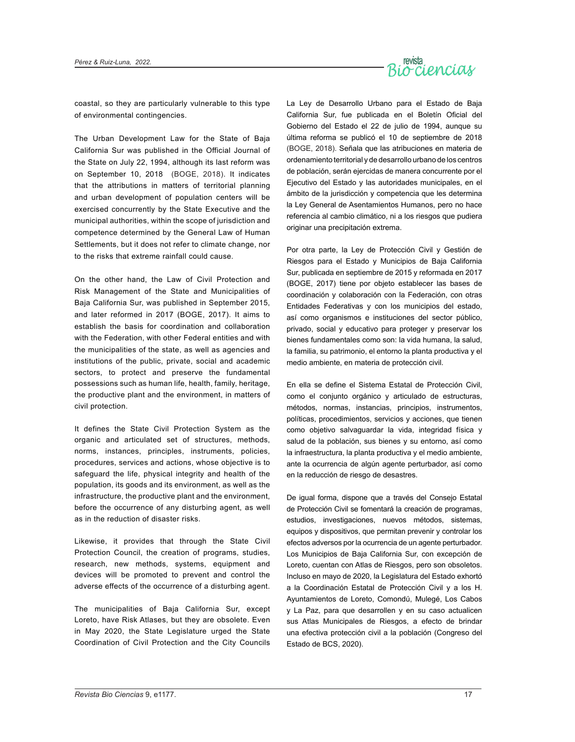coastal, so they are particularly vulnerable to this type of environmental contingencies.

The Urban Development Law for the State of Baja California Sur was published in the Official Journal of the State on July 22, 1994, although its last reform was on September 10, 2018 (BOGE, 2018). It indicates that the attributions in matters of territorial planning and urban development of population centers will be exercised concurrently by the State Executive and the municipal authorities, within the scope of jurisdiction and competence determined by the General Law of Human Settlements, but it does not refer to climate change, nor to the risks that extreme rainfall could cause.

On the other hand, the Law of Civil Protection and Risk Management of the State and Municipalities of Baja California Sur, was published in September 2015, and later reformed in 2017 (BOGE, 2017). It aims to establish the basis for coordination and collaboration with the Federation, with other Federal entities and with the municipalities of the state, as well as agencies and institutions of the public, private, social and academic sectors, to protect and preserve the fundamental possessions such as human life, health, family, heritage, the productive plant and the environment, in matters of civil protection.

It defines the State Civil Protection System as the organic and articulated set of structures, methods, norms, instances, principles, instruments, policies, procedures, services and actions, whose objective is to safeguard the life, physical integrity and health of the population, its goods and its environment, as well as the infrastructure, the productive plant and the environment, before the occurrence of any disturbing agent, as well as in the reduction of disaster risks.

Likewise, it provides that through the State Civil Protection Council, the creation of programs, studies, research, new methods, systems, equipment and devices will be promoted to prevent and control the adverse effects of the occurrence of a disturbing agent.

The municipalities of Baja California Sur, except Loreto, have Risk Atlases, but they are obsolete. Even in May 2020, the State Legislature urged the State Coordination of Civil Protection and the City Councils

La Ley de Desarrollo Urbano para el Estado de Baja California Sur, fue publicada en el Boletín Oficial del Gobierno del Estado el 22 de julio de 1994, aunque su última reforma se publicó el 10 de septiembre de 2018 (BOGE, 2018). Señala que las atribuciones en materia de ordenamiento territorial y de desarrollo urbano de los centros de población, serán ejercidas de manera concurrente por el Ejecutivo del Estado y las autoridades municipales, en el ámbito de la jurisdicción y competencia que les determina la Ley General de Asentamientos Humanos, pero no hace referencia al cambio climático, ni a los riesgos que pudiera originar una precipitación extrema.

Por otra parte, la Ley de Protección Civil y Gestión de Riesgos para el Estado y Municipios de Baja California Sur, publicada en septiembre de 2015 y reformada en 2017 (BOGE, 2017) tiene por objeto establecer las bases de coordinación y colaboración con la Federación, con otras Entidades Federativas y con los municipios del estado, así como organismos e instituciones del sector público, privado, social y educativo para proteger y preservar los bienes fundamentales como son: la vida humana, la salud, la familia, su patrimonio, el entorno la planta productiva y el medio ambiente, en materia de protección civil.

En ella se define el Sistema Estatal de Protección Civil, como el conjunto orgánico y articulado de estructuras, métodos, normas, instancias, principios, instrumentos, políticas, procedimientos, servicios y acciones, que tienen como objetivo salvaguardar la vida, integridad física y salud de la población, sus bienes y su entorno, así como la infraestructura, la planta productiva y el medio ambiente, ante la ocurrencia de algún agente perturbador, así como en la reducción de riesgo de desastres.

De igual forma, dispone que a través del Consejo Estatal de Protección Civil se fomentará la creación de programas, estudios, investigaciones, nuevos métodos, sistemas, equipos y dispositivos, que permitan prevenir y controlar los efectos adversos por la ocurrencia de un agente perturbador. Los Municipios de Baja California Sur, con excepción de Loreto, cuentan con Atlas de Riesgos, pero son obsoletos. Incluso en mayo de 2020, la Legislatura del Estado exhortó a la Coordinación Estatal de Protección Civil y a los H. Ayuntamientos de Loreto, Comondú, Mulegé, Los Cabos y La Paz, para que desarrollen y en su caso actualicen sus Atlas Municipales de Riesgos, a efecto de brindar una efectiva protección civil a la población (Congreso del Estado de BCS, 2020).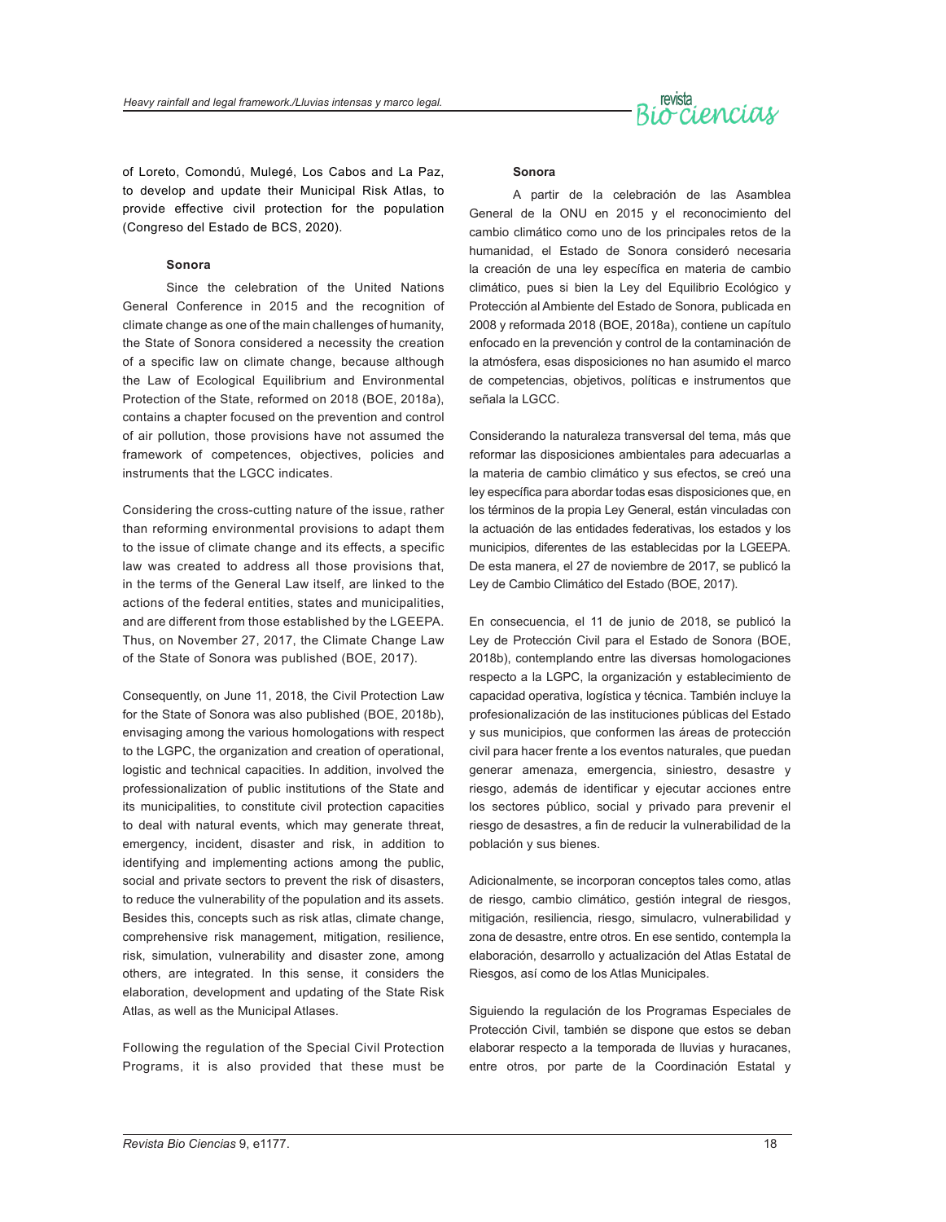of Loreto, Comondú, Mulegé, Los Cabos and La Paz, to develop and update their Municipal Risk Atlas, to provide effective civil protection for the population (Congreso del Estado de BCS, 2020).

**Sonora**

Since the celebration of the United Nations General Conference in 2015 and the recognition of climate change as one of the main challenges of humanity, the State of Sonora considered a necessity the creation of a specific law on climate change, because although the Law of Ecological Equilibrium and Environmental Protection of the State, reformed on 2018 (BOE, 2018a), contains a chapter focused on the prevention and control of air pollution, those provisions have not assumed the framework of competences, objectives, policies and instruments that the LGCC indicates.

Considering the cross-cutting nature of the issue, rather than reforming environmental provisions to adapt them to the issue of climate change and its effects, a specific law was created to address all those provisions that, in the terms of the General Law itself, are linked to the actions of the federal entities, states and municipalities, and are different from those established by the LGEEPA. Thus, on November 27, 2017, the Climate Change Law of the State of Sonora was published (BOE, 2017).

Consequently, on June 11, 2018, the Civil Protection Law for the State of Sonora was also published (BOE, 2018b), envisaging among the various homologations with respect to the LGPC, the organization and creation of operational, logistic and technical capacities. In addition, involved the professionalization of public institutions of the State and its municipalities, to constitute civil protection capacities to deal with natural events, which may generate threat, emergency, incident, disaster and risk, in addition to identifying and implementing actions among the public, social and private sectors to prevent the risk of disasters, to reduce the vulnerability of the population and its assets. Besides this, concepts such as risk atlas, climate change, comprehensive risk management, mitigation, resilience, risk, simulation, vulnerability and disaster zone, among others, are integrated. In this sense, it considers the elaboration, development and updating of the State Risk Atlas, as well as the Municipal Atlases.

Following the regulation of the Special Civil Protection Programs, it is also provided that these must be

**Sonora**

A partir de la celebración de las Asamblea General de la ONU en 2015 y el reconocimiento del cambio climático como uno de los principales retos de la humanidad, el Estado de Sonora consideró necesaria la creación de una ley específica en materia de cambio climático, pues si bien la Ley del Equilibrio Ecológico y Protección al Ambiente del Estado de Sonora, publicada en 2008 y reformada 2018 (BOE, 2018a), contiene un capítulo enfocado en la prevención y control de la contaminación de la atmósfera, esas disposiciones no han asumido el marco de competencias, objetivos, políticas e instrumentos que señala la LGCC.

Considerando la naturaleza transversal del tema, más que reformar las disposiciones ambientales para adecuarlas a la materia de cambio climático y sus efectos, se creó una ley específica para abordar todas esas disposiciones que, en los términos de la propia Ley General, están vinculadas con la actuación de las entidades federativas, los estados y los municipios, diferentes de las establecidas por la LGEEPA. De esta manera, el 27 de noviembre de 2017, se publicó la Ley de Cambio Climático del Estado (BOE, 2017).

En consecuencia, el 11 de junio de 2018, se publicó la Ley de Protección Civil para el Estado de Sonora (BOE, 2018b), contemplando entre las diversas homologaciones respecto a la LGPC, la organización y establecimiento de capacidad operativa, logística y técnica. También incluye la profesionalización de las instituciones públicas del Estado y sus municipios, que conformen las áreas de protección civil para hacer frente a los eventos naturales, que puedan generar amenaza, emergencia, siniestro, desastre y riesgo, además de identificar y ejecutar acciones entre los sectores público, social y privado para prevenir el riesgo de desastres, a fin de reducir la vulnerabilidad de la población y sus bienes.

Adicionalmente, se incorporan conceptos tales como, atlas de riesgo, cambio climático, gestión integral de riesgos, mitigación, resiliencia, riesgo, simulacro, vulnerabilidad y zona de desastre, entre otros. En ese sentido, contempla la elaboración, desarrollo y actualización del Atlas Estatal de Riesgos, así como de los Atlas Municipales.

Siguiendo la regulación de los Programas Especiales de Protección Civil, también se dispone que estos se deban elaborar respecto a la temporada de lluvias y huracanes, entre otros, por parte de la Coordinación Estatal y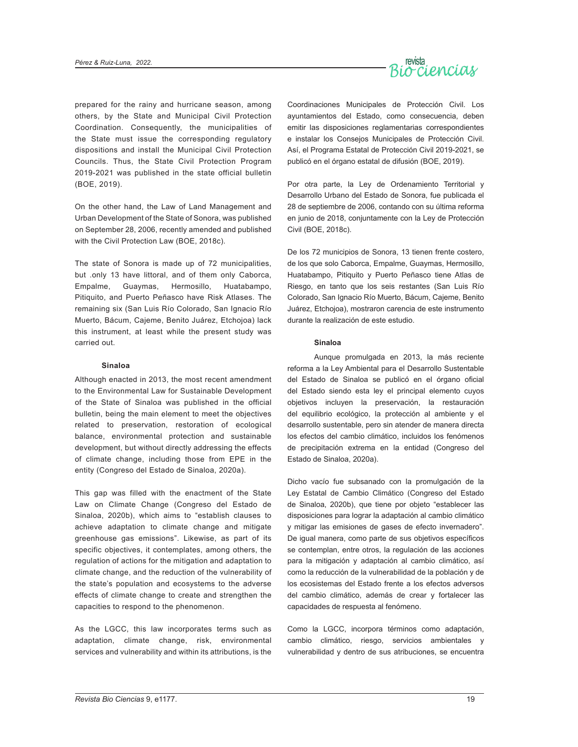prepared for the rainy and hurricane season, among others, by the State and Municipal Civil Protection Coordination. Consequently, the municipalities of the State must issue the corresponding regulatory dispositions and install the Municipal Civil Protection Councils. Thus, the State Civil Protection Program 2019-2021 was published in the state official bulletin (BOE, 2019).

On the other hand, the Law of Land Management and Urban Development of the State of Sonora, was published on September 28, 2006, recently amended and published with the Civil Protection Law (BOE, 2018c).

The state of Sonora is made up of 72 municipalities, but .only 13 have littoral, and of them only Caborca, Empalme, Guaymas, Hermosillo, Huatabampo, Pitiquito, and Puerto Peñasco have Risk Atlases. The remaining six (San Luis Río Colorado, San Ignacio Río Muerto, Bácum, Cajeme, Benito Juárez, Etchojoa) lack this instrument, at least while the present study was carried out.

**Sinaloa**

Although enacted in 2013, the most recent amendment to the Environmental Law for Sustainable Development of the State of Sinaloa was published in the official bulletin, being the main element to meet the objectives related to preservation, restoration of ecological balance, environmental protection and sustainable development, but without directly addressing the effects of climate change, including those from EPE in the entity (Congreso del Estado de Sinaloa, 2020a).

This gap was filled with the enactment of the State Law on Climate Change (Congreso del Estado de Sinaloa, 2020b), which aims to "establish clauses to achieve adaptation to climate change and mitigate greenhouse gas emissions". Likewise, as part of its specific objectives, it contemplates, among others, the regulation of actions for the mitigation and adaptation to climate change, and the reduction of the vulnerability of the state's population and ecosystems to the adverse effects of climate change to create and strengthen the capacities to respond to the phenomenon.

As the LGCC, this law incorporates terms such as adaptation, climate change, risk, environmental services and vulnerability and within its attributions, is the

Coordinaciones Municipales de Protección Civil. Los ayuntamientos del Estado, como consecuencia, deben emitir las disposiciones reglamentarias correspondientes e instalar los Consejos Municipales de Protección Civil. Así, el Programa Estatal de Protección Civil 2019-2021, se publicó en el órgano estatal de difusión (BOE, 2019).

Por otra parte, la Ley de Ordenamiento Territorial y Desarrollo Urbano del Estado de Sonora, fue publicada el 28 de septiembre de 2006, contando con su última reforma en junio de 2018, conjuntamente con la Ley de Protección Civil (BOE, 2018c).

De los 72 municipios de Sonora, 13 tienen frente costero, de los que solo Caborca, Empalme, Guaymas, Hermosillo, Huatabampo, Pitiquito y Puerto Peñasco tiene Atlas de Riesgo, en tanto que los seis restantes (San Luis Río Colorado, San Ignacio Río Muerto, Bácum, Cajeme, Benito Juárez, Etchojoa), mostraron carencia de este instrumento durante la realización de este estudio.

**Sinaloa**

Aunque promulgada en 2013, la más reciente reforma a la Ley Ambiental para el Desarrollo Sustentable del Estado de Sinaloa se publicó en el órgano oficial del Estado siendo esta ley el principal elemento cuyos objetivos incluyen la preservación, la restauración del equilibrio ecológico, la protección al ambiente y el desarrollo sustentable, pero sin atender de manera directa los efectos del cambio climático, incluidos los fenómenos de precipitación extrema en la entidad (Congreso del Estado de Sinaloa, 2020a).

Dicho vacío fue subsanado con la promulgación de la Ley Estatal de Cambio Climático (Congreso del Estado de Sinaloa, 2020b), que tiene por objeto "establecer las disposiciones para lograr la adaptación al cambio climático y mitigar las emisiones de gases de efecto invernadero". De igual manera, como parte de sus objetivos específicos se contemplan, entre otros, la regulación de las acciones para la mitigación y adaptación al cambio climático, así como la reducción de la vulnerabilidad de la población y de los ecosistemas del Estado frente a los efectos adversos del cambio climático, además de crear y fortalecer las capacidades de respuesta al fenómeno.

Como la LGCC, incorpora términos como adaptación, cambio climático, riesgo, servicios ambientales y vulnerabilidad y dentro de sus atribuciones, se encuentra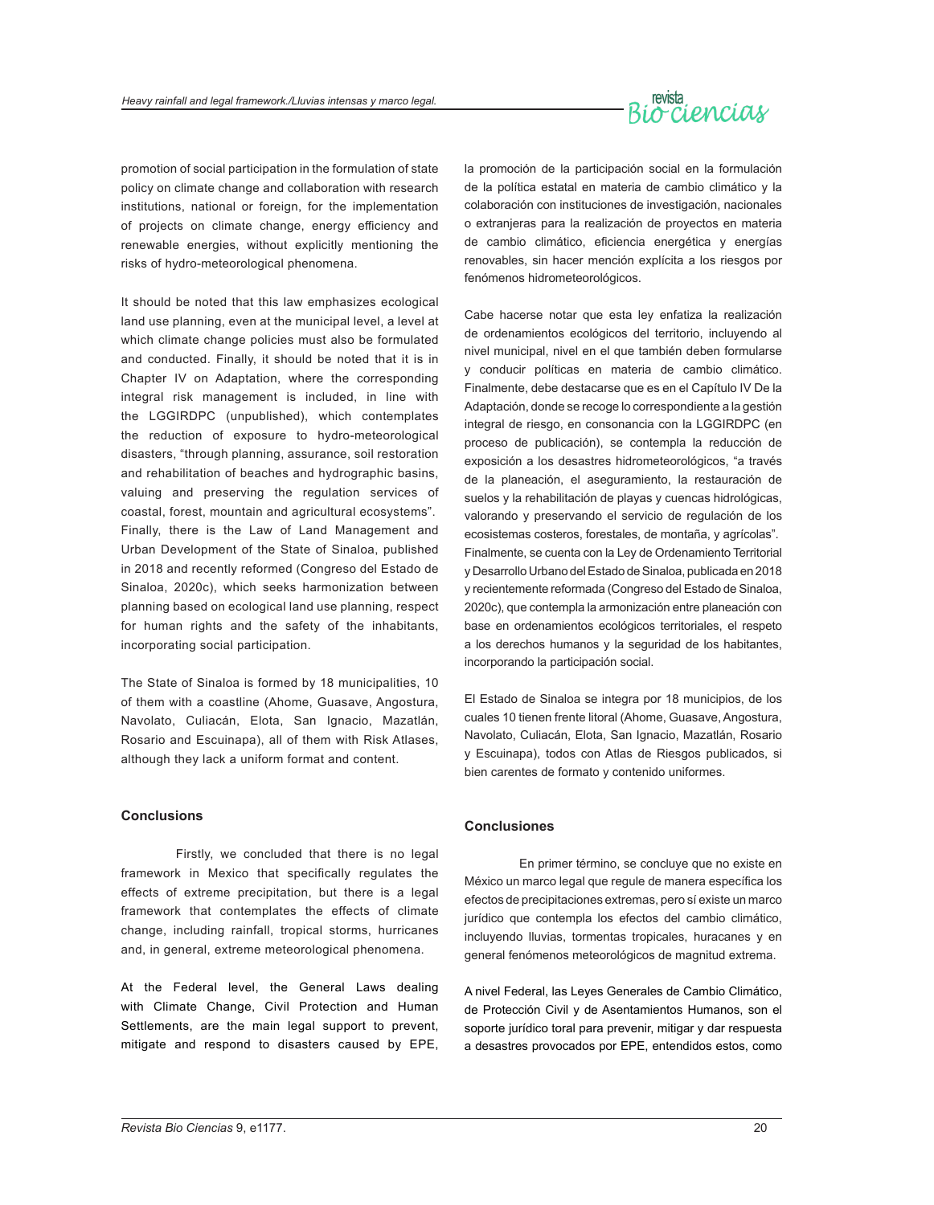promotion of social participation in the formulation of state policy on climate change and collaboration with research institutions, national or foreign, for the implementation of projects on climate change, energy efficiency and renewable energies, without explicitly mentioning the risks of hydro-meteorological phenomena.

It should be noted that this law emphasizes ecological land use planning, even at the municipal level, a level at which climate change policies must also be formulated and conducted. Finally, it should be noted that it is in Chapter IV on Adaptation, where the corresponding integral risk management is included, in line with the LGGIRDPC (unpublished), which contemplates the reduction of exposure to hydro-meteorological disasters, "through planning, assurance, soil restoration and rehabilitation of beaches and hydrographic basins, valuing and preserving the regulation services of coastal, forest, mountain and agricultural ecosystems". Finally, there is the Law of Land Management and Urban Development of the State of Sinaloa, published in 2018 and recently reformed (Congreso del Estado de Sinaloa, 2020c), which seeks harmonization between planning based on ecological land use planning, respect for human rights and the safety of the inhabitants, incorporating social participation.

The State of Sinaloa is formed by 18 municipalities, 10 of them with a coastline (Ahome, Guasave, Angostura, Navolato, Culiacán, Elota, San Ignacio, Mazatlán, Rosario and Escuinapa), all of them with Risk Atlases, although they lack a uniform format and content.

## Conclusions

Firstly, we concluded that there is no legal framework in Mexico that specifically regulates the effects of extreme precipitation, but there is a legal framework that contemplates the effects of climate change, including rainfall, tropical storms, hurricanes and, in general, extreme meteorological phenomena.

At the Federal level, the General Laws dealing with Climate Change, Civil Protection and Human Settlements, are the main legal support to prevent, mitigate and respond to disasters caused by EPE,

la promoción de la participación social en la formulación de la política estatal en materia de cambio climático y la colaboración con instituciones de investigación, nacionales o extranjeras para la realización de proyectos en materia de cambio climático, eficiencia energética y energías renovables, sin hacer mención explícita a los riesgos por fenómenos hidrometeorológicos.

Cabe hacerse notar que esta ley enfatiza la realización de ordenamientos ecológicos del territorio, incluyendo al nivel municipal, nivel en el que también deben formularse y conducir políticas en materia de cambio climático. Finalmente, debe destacarse que es en el Capítulo IV De la Adaptación, donde se recoge lo correspondiente a la gestión integral de riesgo, en consonancia con la LGGIRDPC (en proceso de publicación), se contempla la reducción de exposición a los desastres hidrometeorológicos, "a través de la planeación, el aseguramiento, la restauración de suelos y la rehabilitación de playas y cuencas hidrológicas, valorando y preservando el servicio de regulación de los ecosistemas costeros, forestales, de montaña, y agrícolas". Finalmente, se cuenta con la Ley de Ordenamiento Territorial y Desarrollo Urbano del Estado de Sinaloa, publicada en 2018 y recientemente reformada (Congreso del Estado de Sinaloa, 2020c), que contempla la armonización entre planeación con base en ordenamientos ecológicos territoriales, el respeto a los derechos humanos y la seguridad de los habitantes, incorporando la participación social.

El Estado de Sinaloa se integra por 18 municipios, de los cuales 10 tienen frente litoral (Ahome, Guasave, Angostura, Navolato, Culiacán, Elota, San Ignacio, Mazatlán, Rosario y Escuinapa), todos con Atlas de Riesgos publicados, si bien carentes de formato y contenido uniformes.

## Conclusiones

En primer término, se concluye que no existe en México un marco legal que regule de manera específica los efectos de precipitaciones extremas, pero sí existe un marco jurídico que contempla los efectos del cambio climático, incluyendo lluvias, tormentas tropicales, huracanes y en general fenómenos meteorológicos de magnitud extrema.

A nivel Federal, las Leyes Generales de Cambio Climático, de Protección Civil y de Asentamientos Humanos, son el soporte jurídico toral para prevenir, mitigar y dar respuesta a desastres provocados por EPE, entendidos estos, como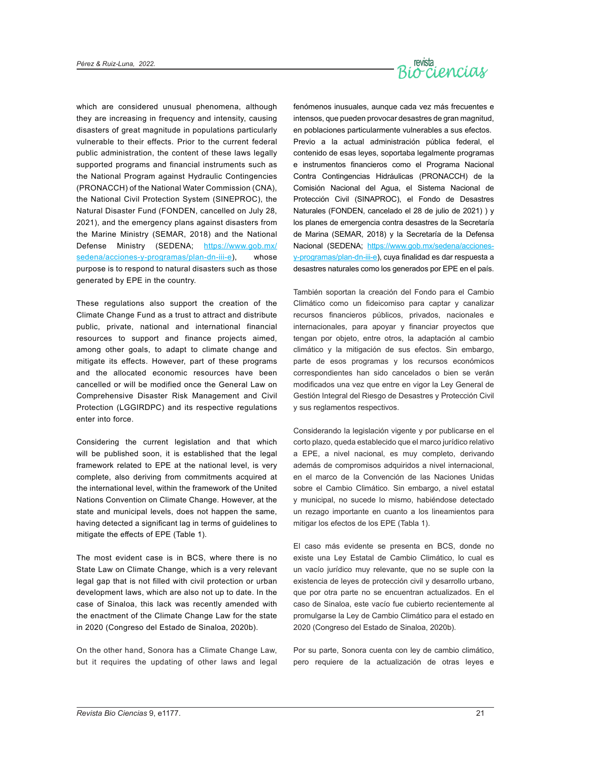which are considered unusual phenomena, although they are increasing in frequency and intensity, causing disasters of great magnitude in populations particularly vulnerable to their effects. Prior to the current federal public administration, the content of these laws legally supported programs and financial instruments such as the National Program against Hydraulic Contingencies (PRONACCH) of the National Water Commission (CNA), the National Civil Protection System (SINEPROC), the Natural Disaster Fund (FONDEN, cancelled on July 28, 2021), and the emergency plans against disasters from the Marine Ministry (SEMAR, 2018) and the National Defense Ministry (SEDENA; https://www.gob.mx/sedena/acciones-y-programas/plan-dn-iii-e), whose purpose is to respond to natural disasters such as those generated by EPE in the country.

These regulations also support the creation of the Climate Change Fund as a trust to attract and distribute public, private, national and international financial resources to support and finance projects aimed, among other goals, to adapt to climate change and mitigate its effects. However, part of these programs and the allocated economic resources have been cancelled or will be modified once the General Law on Comprehensive Disaster Risk Management and Civil Protection (LGGIRDPC) and its respective regulations enter into force.

Considering the current legislation and that which will be published soon, it is established that the legal framework related to EPE at the national level, is very complete, also deriving from commitments acquired at the international level, within the framework of the United Nations Convention on Climate Change. However, at the state and municipal levels, does not happen the same, having detected a significant lag in terms of guidelines to mitigate the effects of EPE (Table 1).

The most evident case is in BCS, where there is no State Law on Climate Change, which is a very relevant legal gap that is not filled with civil protection or urban development laws, which are also not up to date. In the case of Sinaloa, this lack was recently amended with the enactment of the Climate Change Law for the state in 2020 (Congreso del Estado de Sinaloa, 2020b).

On the other hand, Sonora has a Climate Change Law, but it requires the updating of other laws and legal

fenómenos inusuales, aunque cada vez más frecuentes e intensos, que pueden provocar desastres de gran magnitud, en poblaciones particularmente vulnerables a sus efectos. Previo a la actual administración pública federal, el contenido de esas leyes, soportaba legalmente programas e instrumentos financieros como el Programa Nacional Contra Contingencias Hidráulicas (PRONACCH) de la Comisión Nacional del Agua, el Sistema Nacional de Protección Civil (SINAPROC), el Fondo de Desastres Naturales (FONDEN, cancelado el 28 de julio de 2021) ) y los planes de emergencia contra desastres de la Secretaría de Marina (SEMAR, 2018) y la Secretaría de la Defensa Nacional (SEDENA; https://www.gob.mx/sedena/acciones-y-programas/plan-dn-iii-e), cuya finalidad es dar respuesta a desastres naturales como los generados por EPE en el país.

También soportan la creación del Fondo para el Cambio Climático como un fideicomiso para captar y canalizar recursos financieros públicos, privados, nacionales e internacionales, para apoyar y financiar proyectos que tengan por objeto, entre otros, la adaptación al cambio climático y la mitigación de sus efectos. Sin embargo, parte de esos programas y los recursos económicos correspondientes han sido cancelados o bien se verán modificados una vez que entre en vigor la Ley General de Gestión Integral del Riesgo de Desastres y Protección Civil y sus reglamentos respectivos.

Considerando la legislación vigente y por publicarse en el corto plazo, queda establecido que el marco jurídico relativo a EPE, a nivel nacional, es muy completo, derivando además de compromisos adquiridos a nivel internacional, en el marco de la Convención de las Naciones Unidas sobre el Cambio Climático. Sin embargo, a nivel estatal y municipal, no sucede lo mismo, habiéndose detectado un rezago importante en cuanto a los lineamientos para mitigar los efectos de los EPE (Tabla 1).

El caso más evidente se presenta en BCS, donde no existe una Ley Estatal de Cambio Climático, lo cual es un vacío jurídico muy relevante, que no se suple con la existencia de leyes de protección civil y desarrollo urbano, que por otra parte no se encuentran actualizados. En el caso de Sinaloa, este vacío fue cubierto recientemente al promulgarse la Ley de Cambio Climático para el estado en 2020 (Congreso del Estado de Sinaloa, 2020b).

Por su parte, Sonora cuenta con ley de cambio climático, pero requiere de la actualización de otras leyes e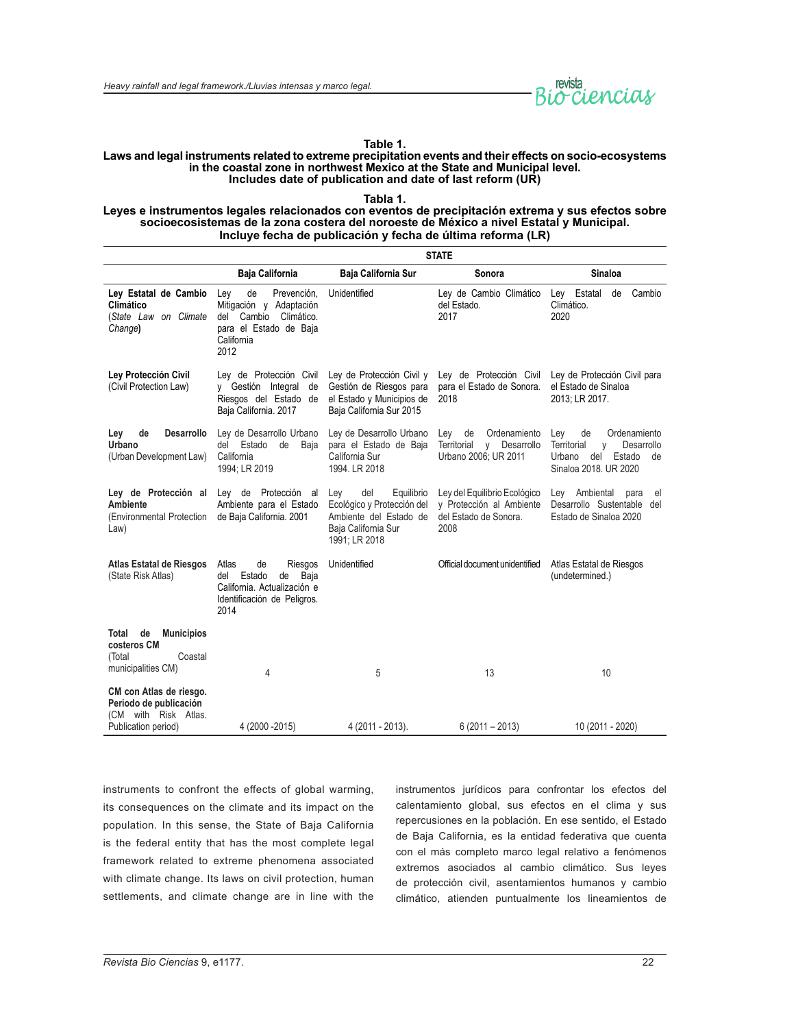**Table 1.**
**Laws and legal instruments related to extreme precipitation events and their effects on socio-ecosystems in the coastal zone in northwest Mexico at the State and Municipal level. Includes date of publication and date of last reform (UR)**

**Tabla 1.**
**Leyes e instrumentos legales relacionados con eventos de precipitación extrema y sus efectos sobre socioecosistemas de la zona costera del noroeste de México a nivel Estatal y Municipal. Incluye fecha de publicación y fecha de última reforma (LR)**

| | **STATE** | | | |
|---|---|---|---|---|
| | **Baja California** | **Baja California Sur** | **Sonora** | **Sinaloa** |
| **Ley Estatal de Cambio Climático** (*State Law on Climate Change*) | Ley de Prevención, Mitigación y Adaptación del Cambio Climático. para el Estado de Baja California 2012 | Unidentified | Ley de Cambio Climático del Estado. 2017 | Ley Estatal de Cambio Climático. 2020 |
| **Ley Protección Civil** (Civil Protection Law) | Ley de Protección Civil y Gestión Integral de Riesgos del Estado de Baja California. 2017 | Ley de Protección Civil y Gestión de Riesgos para el Estado y Municipios de Baja California Sur 2015 | Ley de Protección Civil para el Estado de Sonora. 2018 | Ley de Protección Civil para el Estado de Sinaloa 2013; LR 2017. |
| **Ley de Desarrollo Urbano** (Urban Development Law) | Ley de Desarrollo Urbano del Estado de Baja California 1994; LR 2019 | Ley de Desarrollo Urbano para el Estado de Baja California Sur 1994. LR 2018 | Ley de Ordenamiento Territorial y Desarrollo Urbano 2006; UR 2011 | Ley de Ordenamiento Territorial y Desarrollo Urbano del Estado de Sinaloa 2018. UR 2020 |
| **Ley de Protección al Ambiente** (Environmental Protection Law) | Ley de Protección al Ambiente para el Estado de Baja California. 2001 | Ley del Equilibrio Ecológico y Protección del Ambiente del Estado de Baja California Sur 1991; LR 2018 | Ley del Equilibrio Ecológico y Protección al Ambiente del Estado de Sonora. 2008 | Ley Ambiental para el Desarrollo Sustentable del Estado de Sinaloa 2020 |
| **Atlas Estatal de Riesgos** (State Risk Atlas) | Atlas de Riesgos del Estado de Baja California. Actualización e Identificación de Peligros. 2014 | Unidentified | Official document unidentified | Atlas Estatal de Riesgos (undetermined.) |
| **Total de Municipios costeros CM** (Total Coastal municipalities CM) | 4 | 5 | 13 | 10 |
| **CM con Atlas de riesgo. Periodo de publicación** (CM with Risk Atlas. Publication period) | 4 (2000 -2015) | 4 (2011 - 2013). | 6 (2011 – 2013) | 10 (2011 - 2020) |

instruments to confront the effects of global warming, its consequences on the climate and its impact on the population. In this sense, the State of Baja California is the federal entity that has the most complete legal framework related to extreme phenomena associated with climate change. Its laws on civil protection, human settlements, and climate change are in line with the

instrumentos jurídicos para confrontar los efectos del calentamiento global, sus efectos en el clima y sus repercusiones en la población. En ese sentido, el Estado de Baja California, es la entidad federativa que cuenta con el más completo marco legal relativo a fenómenos extremos asociados al cambio climático. Sus leyes de protección civil, asentamientos humanos y cambio climático, atienden puntualmente los lineamientos de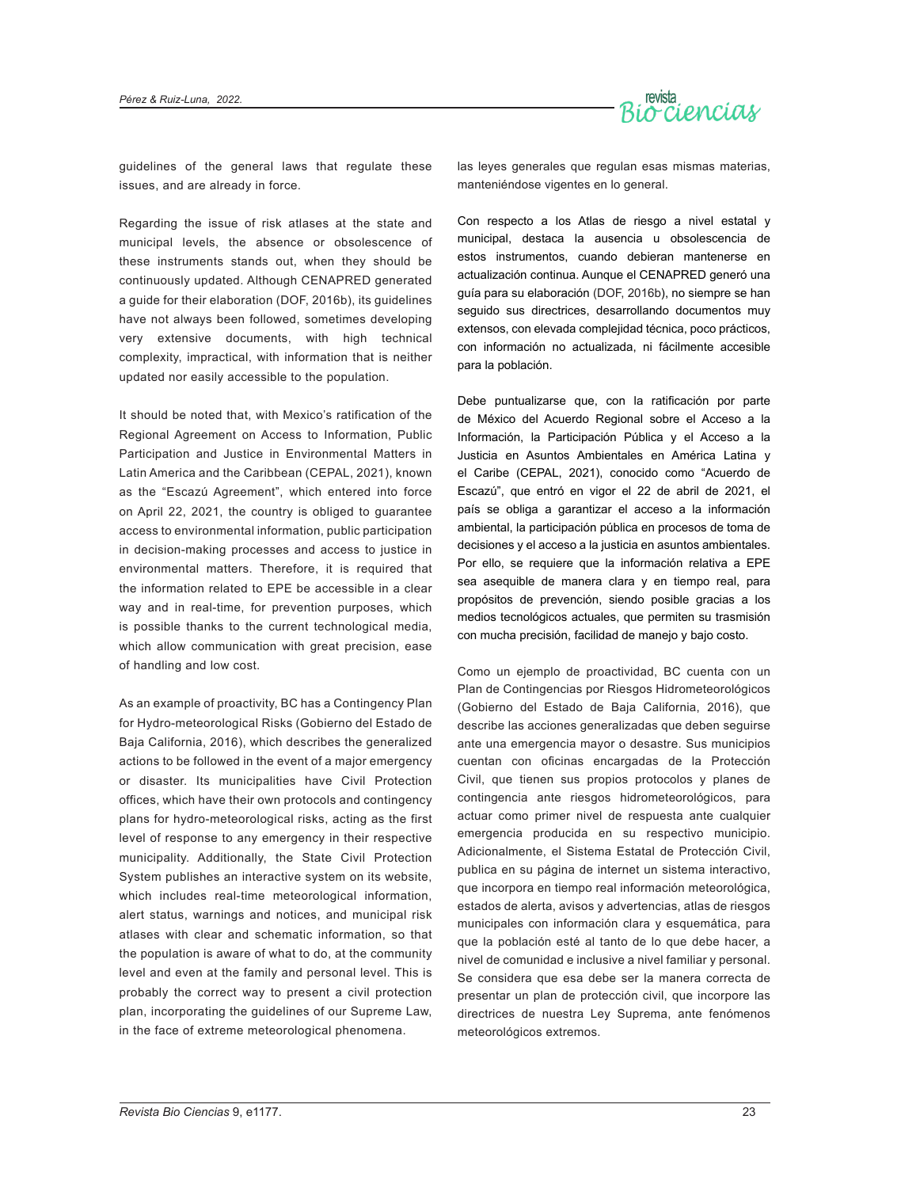guidelines of the general laws that regulate these issues, and are already in force.

Regarding the issue of risk atlases at the state and municipal levels, the absence or obsolescence of these instruments stands out, when they should be continuously updated. Although CENAPRED generated a guide for their elaboration (DOF, 2016b), its guidelines have not always been followed, sometimes developing very extensive documents, with high technical complexity, impractical, with information that is neither updated nor easily accessible to the population.

It should be noted that, with Mexico's ratification of the Regional Agreement on Access to Information, Public Participation and Justice in Environmental Matters in Latin America and the Caribbean (CEPAL, 2021), known as the "Escazú Agreement", which entered into force on April 22, 2021, the country is obliged to guarantee access to environmental information, public participation in decision-making processes and access to justice in environmental matters. Therefore, it is required that the information related to EPE be accessible in a clear way and in real-time, for prevention purposes, which is possible thanks to the current technological media, which allow communication with great precision, ease of handling and low cost.

As an example of proactivity, BC has a Contingency Plan for Hydro-meteorological Risks (Gobierno del Estado de Baja California, 2016), which describes the generalized actions to be followed in the event of a major emergency or disaster. Its municipalities have Civil Protection offices, which have their own protocols and contingency plans for hydro-meteorological risks, acting as the first level of response to any emergency in their respective municipality. Additionally, the State Civil Protection System publishes an interactive system on its website, which includes real-time meteorological information, alert status, warnings and notices, and municipal risk atlases with clear and schematic information, so that the population is aware of what to do, at the community level and even at the family and personal level. This is probably the correct way to present a civil protection plan, incorporating the guidelines of our Supreme Law, in the face of extreme meteorological phenomena.

las leyes generales que regulan esas mismas materias, manteniéndose vigentes en lo general.

Con respecto a los Atlas de riesgo a nivel estatal y municipal, destaca la ausencia u obsolescencia de estos instrumentos, cuando debieran mantenerse en actualización continua. Aunque el CENAPRED generó una guía para su elaboración (DOF, 2016b), no siempre se han seguido sus directrices, desarrollando documentos muy extensos, con elevada complejidad técnica, poco prácticos, con información no actualizada, ni fácilmente accesible para la población.

Debe puntualizarse que, con la ratificación por parte de México del Acuerdo Regional sobre el Acceso a la Información, la Participación Pública y el Acceso a la Justicia en Asuntos Ambientales en América Latina y el Caribe (CEPAL, 2021), conocido como "Acuerdo de Escazú", que entró en vigor el 22 de abril de 2021, el país se obliga a garantizar el acceso a la información ambiental, la participación pública en procesos de toma de decisiones y el acceso a la justicia en asuntos ambientales. Por ello, se requiere que la información relativa a EPE sea asequible de manera clara y en tiempo real, para propósitos de prevención, siendo posible gracias a los medios tecnológicos actuales, que permiten su trasmisión con mucha precisión, facilidad de manejo y bajo costo.

Como un ejemplo de proactividad, BC cuenta con un Plan de Contingencias por Riesgos Hidrometeorológicos (Gobierno del Estado de Baja California, 2016), que describe las acciones generalizadas que deben seguirse ante una emergencia mayor o desastre. Sus municipios cuentan con oficinas encargadas de la Protección Civil, que tienen sus propios protocolos y planes de contingencia ante riesgos hidrometeorológicos, para actuar como primer nivel de respuesta ante cualquier emergencia producida en su respectivo municipio. Adicionalmente, el Sistema Estatal de Protección Civil, publica en su página de internet un sistema interactivo, que incorpora en tiempo real información meteorológica, estados de alerta, avisos y advertencias, atlas de riesgos municipales con información clara y esquemática, para que la población esté al tanto de lo que debe hacer, a nivel de comunidad e inclusive a nivel familiar y personal. Se considera que esa debe ser la manera correcta de presentar un plan de protección civil, que incorpore las directrices de nuestra Ley Suprema, ante fenómenos meteorológicos extremos.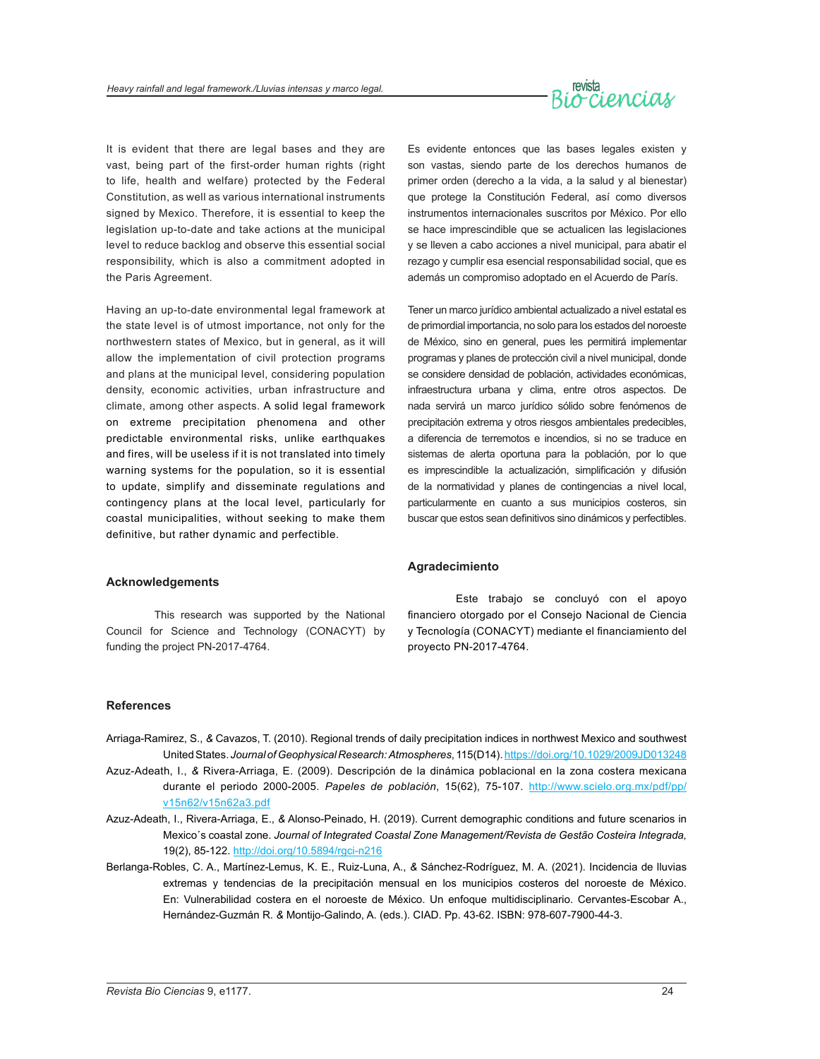It is evident that there are legal bases and they are vast, being part of the first-order human rights (right to life, health and welfare) protected by the Federal Constitution, as well as various international instruments signed by Mexico. Therefore, it is essential to keep the legislation up-to-date and take actions at the municipal level to reduce backlog and observe this essential social responsibility, which is also a commitment adopted in the Paris Agreement.

Having an up-to-date environmental legal framework at the state level is of utmost importance, not only for the northwestern states of Mexico, but in general, as it will allow the implementation of civil protection programs and plans at the municipal level, considering population density, economic activities, urban infrastructure and climate, among other aspects. A solid legal framework on extreme precipitation phenomena and other predictable environmental risks, unlike earthquakes and fires, will be useless if it is not translated into timely warning systems for the population, so it is essential to update, simplify and disseminate regulations and contingency plans at the local level, particularly for coastal municipalities, without seeking to make them definitive, but rather dynamic and perfectible.

Es evidente entonces que las bases legales existen y son vastas, siendo parte de los derechos humanos de primer orden (derecho a la vida, a la salud y al bienestar) que protege la Constitución Federal, así como diversos instrumentos internacionales suscritos por México. Por ello se hace imprescindible que se actualicen las legislaciones y se lleven a cabo acciones a nivel municipal, para abatir el rezago y cumplir esa esencial responsabilidad social, que es además un compromiso adoptado en el Acuerdo de París.

Tener un marco jurídico ambiental actualizado a nivel estatal es de primordial importancia, no solo para los estados del noroeste de México, sino en general, pues les permitirá implementar programas y planes de protección civil a nivel municipal, donde se considere densidad de población, actividades económicas, infraestructura urbana y clima, entre otros aspectos. De nada servirá un marco jurídico sólido sobre fenómenos de precipitación extrema y otros riesgos ambientales predecibles, a diferencia de terremotos e incendios, si no se traduce en sistemas de alerta oportuna para la población, por lo que es imprescindible la actualización, simplificación y difusión de la normatividad y planes de contingencias a nivel local, particularmente en cuanto a sus municipios costeros, sin buscar que estos sean definitivos sino dinámicos y perfectibles.

## Acknowledgements

This research was supported by the National Council for Science and Technology (CONACYT) by funding the project PN-2017-4764.

## Agradecimiento

Este trabajo se concluyó con el apoyo financiero otorgado por el Consejo Nacional de Ciencia y Tecnología (CONACYT) mediante el financiamiento del proyecto PN-2017-4764.

## References

Arriaga-Ramirez, S., & Cavazos, T. (2010). Regional trends of daily precipitation indices in northwest Mexico and southwest United States. *Journal of Geophysical Research: Atmospheres*, 115(D14). https://doi.org/10.1029/2009JD013248

Azuz-Adeath, I., & Rivera-Arriaga, E. (2009). Descripción de la dinámica poblacional en la zona costera mexicana durante el periodo 2000-2005. *Papeles de población*, 15(62), 75-107. http://www.scielo.org.mx/pdf/pp/v15n62/v15n62a3.pdf

Azuz-Adeath, I., Rivera-Arriaga, E., & Alonso-Peinado, H. (2019). Current demographic conditions and future scenarios in Mexico´s coastal zone. *Journal of Integrated Coastal Zone Management/Revista de Gestão Costeira Integrada,* 19(2), 85-122. http://doi.org/10.5894/rgci-n216

Berlanga-Robles, C. A., Martínez-Lemus, K. E., Ruiz-Luna, A., & Sánchez-Rodríguez, M. A. (2021). Incidencia de lluvias extremas y tendencias de la precipitación mensual en los municipios costeros del noroeste de México. En: Vulnerabilidad costera en el noroeste de México. Un enfoque multidisciplinario. Cervantes-Escobar A., Hernández-Guzmán R. & Montijo-Galindo, A. (eds.). CIAD. Pp. 43-62. ISBN: 978-607-7900-44-3.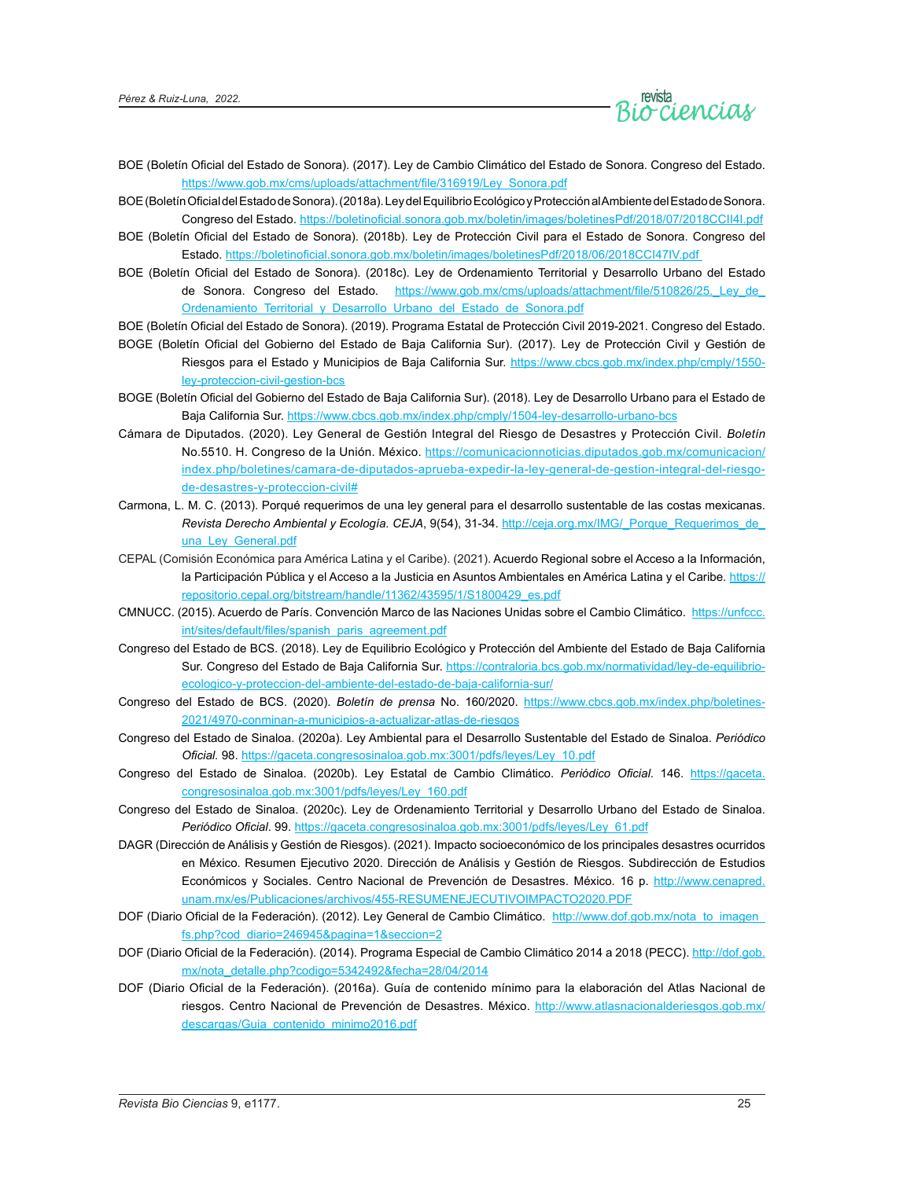BOE (Boletín Oficial del Estado de Sonora). (2017). Ley de Cambio Climático del Estado de Sonora. Congreso del Estado. https://www.gob.mx/cms/uploads/attachment/file/316919/Ley_Sonora.pdf

BOE (Boletín Oficial del Estado de Sonora). (2018a). Ley del Equilibrio Ecológico y Protección al Ambiente del Estado de Sonora. Congreso del Estado. https://boletinoficial.sonora.gob.mx/boletin/images/boletinesPdf/2018/07/2018CCII4I.pdf

BOE (Boletín Oficial del Estado de Sonora). (2018b). Ley de Protección Civil para el Estado de Sonora. Congreso del Estado. https://boletinoficial.sonora.gob.mx/boletin/images/boletinesPdf/2018/06/2018CCI47IV.pdf

BOE (Boletín Oficial del Estado de Sonora). (2018c). Ley de Ordenamiento Territorial y Desarrollo Urbano del Estado de Sonora. Congreso del Estado. https://www.gob.mx/cms/uploads/attachment/file/510826/25._Ley_de_Ordenamiento_Territorial_y_Desarrollo_Urbano_del_Estado_de_Sonora.pdf

BOE (Boletín Oficial del Estado de Sonora). (2019). Programa Estatal de Protección Civil 2019-2021. Congreso del Estado.

BOGE (Boletín Oficial del Gobierno del Estado de Baja California Sur). (2017). Ley de Protección Civil y Gestión de Riesgos para el Estado y Municipios de Baja California Sur. https://www.cbcs.gob.mx/index.php/cmply/1550-ley-proteccion-civil-gestion-bcs

BOGE (Boletín Oficial del Gobierno del Estado de Baja California Sur). (2018). Ley de Desarrollo Urbano para el Estado de Baja California Sur. https://www.cbcs.gob.mx/index.php/cmply/1504-ley-desarrollo-urbano-bcs

Cámara de Diputados. (2020). Ley General de Gestión Integral del Riesgo de Desastres y Protección Civil. *Boletín* No.5510. H. Congreso de la Unión. México. https://comunicacionnoticias.diputados.gob.mx/comunicacion/index.php/boletines/camara-de-diputados-aprueba-expedir-la-ley-general-de-gestion-integral-del-riesgo-de-desastres-y-proteccion-civil#

Carmona, L. M. C. (2013). Porqué requerimos de una ley general para el desarrollo sustentable de las costas mexicanas. *Revista Derecho Ambiental y Ecología. CEJA*, 9(54), 31-34. http://ceja.org.mx/IMG/_Porque_Requerimos_de_una_Ley_General.pdf

CEPAL (Comisión Económica para América Latina y el Caribe). (2021). Acuerdo Regional sobre el Acceso a la Información, la Participación Pública y el Acceso a la Justicia en Asuntos Ambientales en América Latina y el Caribe. https://repositorio.cepal.org/bitstream/handle/11362/43595/1/S1800429_es.pdf

CMNUCC. (2015). Acuerdo de París. Convención Marco de las Naciones Unidas sobre el Cambio Climático. https://unfccc.int/sites/default/files/spanish_paris_agreement.pdf

Congreso del Estado de BCS. (2018). Ley de Equilibrio Ecológico y Protección del Ambiente del Estado de Baja California Sur. Congreso del Estado de Baja California Sur. https://contraloria.bcs.gob.mx/normatividad/ley-de-equilibrio-ecologico-y-proteccion-del-ambiente-del-estado-de-baja-california-sur/

Congreso del Estado de BCS. (2020). *Boletín de prensa* No. 160/2020. https://www.cbcs.gob.mx/index.php/boletines-2021/4970-conminan-a-municipios-a-actualizar-atlas-de-riesgos

Congreso del Estado de Sinaloa. (2020a). Ley Ambiental para el Desarrollo Sustentable del Estado de Sinaloa. *Periódico Oficial*. 98. https://gaceta.congresosinaloa.gob.mx:3001/pdfs/leyes/Ley_10.pdf

Congreso del Estado de Sinaloa. (2020b). Ley Estatal de Cambio Climático. *Periódico Oficial*. 146. https://gaceta.congresosinaloa.gob.mx:3001/pdfs/leyes/Ley_160.pdf

Congreso del Estado de Sinaloa. (2020c). Ley de Ordenamiento Territorial y Desarrollo Urbano del Estado de Sinaloa. *Periódico Oficial*. 99. https://gaceta.congresosinaloa.gob.mx:3001/pdfs/leyes/Ley_61.pdf

DAGR (Dirección de Análisis y Gestión de Riesgos). (2021). Impacto socioeconómico de los principales desastres ocurridos en México. Resumen Ejecutivo 2020. Dirección de Análisis y Gestión de Riesgos. Subdirección de Estudios Económicos y Sociales. Centro Nacional de Prevención de Desastres. México. 16 p. http://www.cenapred.unam.mx/es/Publicaciones/archivos/455-RESUMENEJECUTIVOIMPACTO2020.PDF

DOF (Diario Oficial de la Federación). (2012). Ley General de Cambio Climático. http://www.dof.gob.mx/nota_to_imagen_fs.php?cod_diario=246945&pagina=1&seccion=2

DOF (Diario Oficial de la Federación). (2014). Programa Especial de Cambio Climático 2014 a 2018 (PECC). http://dof.gob.mx/nota_detalle.php?codigo=5342492&fecha=28/04/2014

DOF (Diario Oficial de la Federación). (2016a). Guía de contenido mínimo para la elaboración del Atlas Nacional de riesgos. Centro Nacional de Prevención de Desastres. México. http://www.atlasnacionalderiesgos.gob.mx/descargas/Guia_contenido_minimo2016.pdf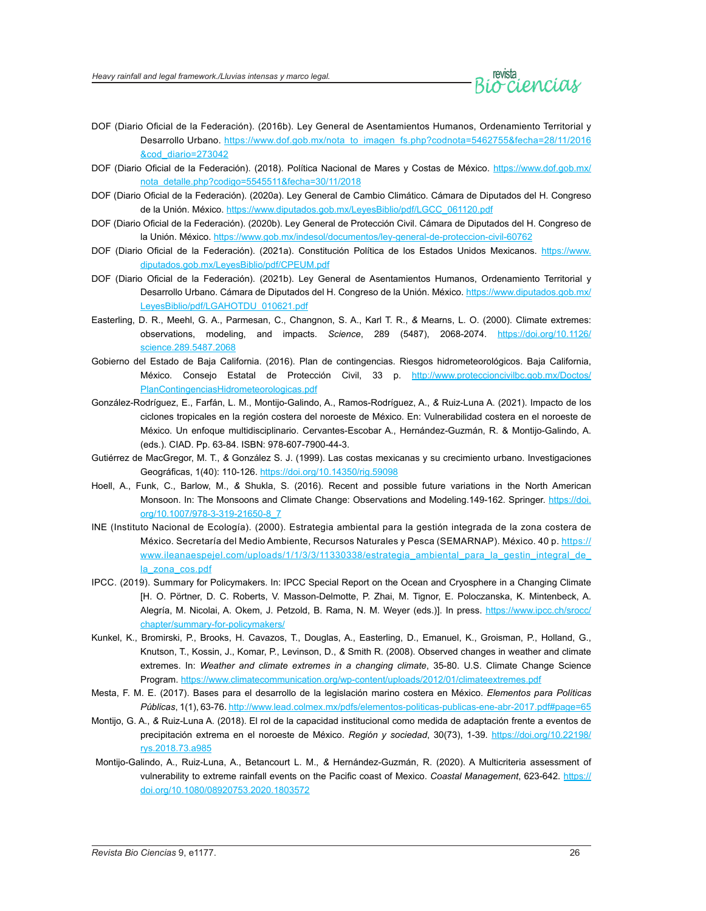DOF (Diario Oficial de la Federación). (2016b). Ley General de Asentamientos Humanos, Ordenamiento Territorial y Desarrollo Urbano. https://www.dof.gob.mx/nota_to_imagen_fs.php?codnota=5462755&fecha=28/11/2016&cod_diario=273042

DOF (Diario Oficial de la Federación). (2018). Política Nacional de Mares y Costas de México. https://www.dof.gob.mx/nota_detalle.php?codigo=5545511&fecha=30/11/2018

DOF (Diario Oficial de la Federación). (2020a). Ley General de Cambio Climático. Cámara de Diputados del H. Congreso de la Unión. México. https://www.diputados.gob.mx/LeyesBiblio/pdf/LGCC_061120.pdf

DOF (Diario Oficial de la Federación). (2020b). Ley General de Protección Civil. Cámara de Diputados del H. Congreso de la Unión. México. https://www.gob.mx/indesol/documentos/ley-general-de-proteccion-civil-60762

DOF (Diario Oficial de la Federación). (2021a). Constitución Política de los Estados Unidos Mexicanos. https://www.diputados.gob.mx/LeyesBiblio/pdf/CPEUM.pdf

DOF (Diario Oficial de la Federación). (2021b). Ley General de Asentamientos Humanos, Ordenamiento Territorial y Desarrollo Urbano. Cámara de Diputados del H. Congreso de la Unión. México. https://www.diputados.gob.mx/LeyesBiblio/pdf/LGAHOTDU_010621.pdf

Easterling, D. R., Meehl, G. A., Parmesan, C., Changnon, S. A., Karl T. R., & Mearns, L. O. (2000). Climate extremes: observations, modeling, and impacts. *Science*, 289 (5487), 2068-2074. https://doi.org/10.1126/science.289.5487.2068

Gobierno del Estado de Baja California. (2016). Plan de contingencias. Riesgos hidrometeorológicos. Baja California, México. Consejo Estatal de Protección Civil, 33 p. http://www.proteccioncivilbc.gob.mx/Doctos/PlanContingenciasHidrometeorologicas.pdf

González-Rodríguez, E., Farfán, L. M., Montijo-Galindo, A., Ramos-Rodríguez, A., & Ruiz-Luna A. (2021). Impacto de los ciclones tropicales en la región costera del noroeste de México. En: Vulnerabilidad costera en el noroeste de México. Un enfoque multidisciplinario. Cervantes-Escobar A., Hernández-Guzmán, R. & Montijo-Galindo, A. (eds.). CIAD. Pp. 63-84. ISBN: 978-607-7900-44-3.

Gutiérrez de MacGregor, M. T., & González S. J. (1999). Las costas mexicanas y su crecimiento urbano. Investigaciones Geográficas, 1(40): 110-126. https://doi.org/10.14350/rig.59098

Hoell, A., Funk, C., Barlow, M., & Shukla, S. (2016). Recent and possible future variations in the North American Monsoon. In: The Monsoons and Climate Change: Observations and Modeling.149-162. Springer. https://doi.org/10.1007/978-3-319-21650-8_7

INE (Instituto Nacional de Ecología). (2000). Estrategia ambiental para la gestión integrada de la zona costera de México. Secretaría del Medio Ambiente, Recursos Naturales y Pesca (SEMARNAP). México. 40 p. https://www.ileanaespejel.com/uploads/1/1/3/3/11330338/estrategia_ambiental_para_la_gestin_integral_de_la_zona_cos.pdf

IPCC. (2019). Summary for Policymakers. In: IPCC Special Report on the Ocean and Cryosphere in a Changing Climate [H. O. Pörtner, D. C. Roberts, V. Masson-Delmotte, P. Zhai, M. Tignor, E. Poloczanska, K. Mintenbeck, A. Alegría, M. Nicolai, A. Okem, J. Petzold, B. Rama, N. M. Weyer (eds.)]. In press. https://www.ipcc.ch/srocc/chapter/summary-for-policymakers/

Kunkel, K., Bromirski, P., Brooks, H. Cavazos, T., Douglas, A., Easterling, D., Emanuel, K., Groisman, P., Holland, G., Knutson, T., Kossin, J., Komar, P., Levinson, D., & Smith R. (2008). Observed changes in weather and climate extremes. In: *Weather and climate extremes in a changing climate*, 35-80. U.S. Climate Change Science Program. https://www.climatecommunication.org/wp-content/uploads/2012/01/climateextremes.pdf

Mesta, F. M. E. (2017). Bases para el desarrollo de la legislación marino costera en México. *Elementos para Políticas Públicas*, 1(1), 63-76. http://www.lead.colmex.mx/pdfs/elementos-politicas-publicas-ene-abr-2017.pdf#page=65

Montijo, G. A., & Ruiz-Luna A. (2018). El rol de la capacidad institucional como medida de adaptación frente a eventos de precipitación extrema en el noroeste de México. *Región y sociedad*, 30(73), 1-39. https://doi.org/10.22198/rys.2018.73.a985

Montijo-Galindo, A., Ruiz-Luna, A., Betancourt L. M., & Hernández-Guzmán, R. (2020). A Multicriteria assessment of vulnerability to extreme rainfall events on the Pacific coast of Mexico. *Coastal Management*, 623-642. https://doi.org/10.1080/08920753.2020.1803572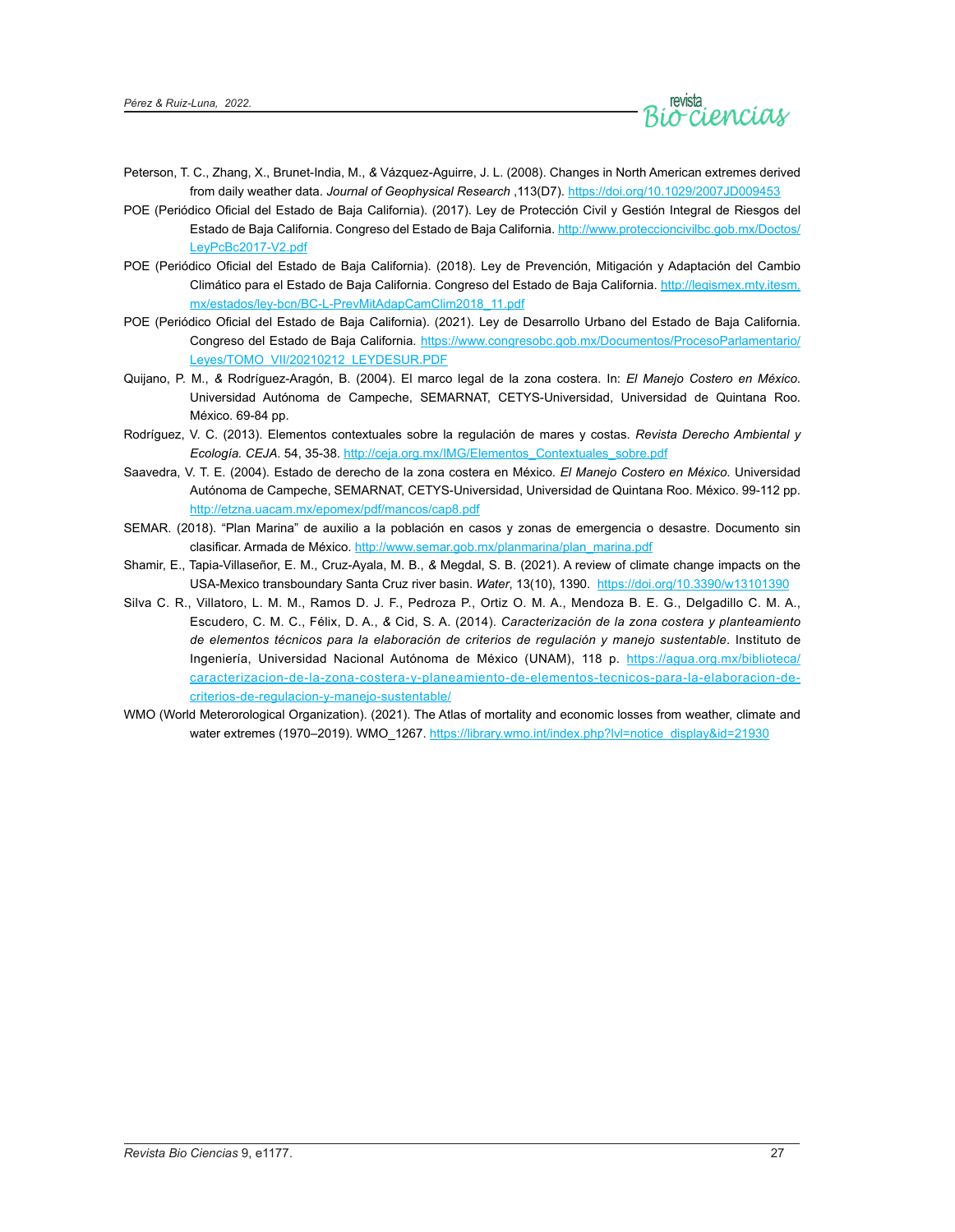Peterson, T. C., Zhang, X., Brunet-India, M., & Vázquez-Aguirre, J. L. (2008). Changes in North American extremes derived from daily weather data. *Journal of Geophysical Research* ,113(D7). https://doi.org/10.1029/2007JD009453

POE (Periódico Oficial del Estado de Baja California). (2017). Ley de Protección Civil y Gestión Integral de Riesgos del Estado de Baja California. Congreso del Estado de Baja California. http://www.proteccioncivilbc.gob.mx/Doctos/LeyPcBc2017-V2.pdf

POE (Periódico Oficial del Estado de Baja California). (2018). Ley de Prevención, Mitigación y Adaptación del Cambio Climático para el Estado de Baja California. Congreso del Estado de Baja California. http://legismex.mty.itesm.mx/estados/ley-bcn/BC-L-PrevMitAdapCamClim2018_11.pdf

POE (Periódico Oficial del Estado de Baja California). (2021). Ley de Desarrollo Urbano del Estado de Baja California. Congreso del Estado de Baja California. https://www.congresobc.gob.mx/Documentos/ProcesoParlamentario/Leyes/TOMO_VII/20210212_LEYDESUR.PDF

Quijano, P. M., & Rodríguez-Aragón, B. (2004). El marco legal de la zona costera. In: *El Manejo Costero en México*. Universidad Autónoma de Campeche, SEMARNAT, CETYS-Universidad, Universidad de Quintana Roo. México. 69-84 pp.

Rodríguez, V. C. (2013). Elementos contextuales sobre la regulación de mares y costas. *Revista Derecho Ambiental y Ecología. CEJA*. 54, 35-38. http://ceja.org.mx/IMG/Elementos_Contextuales_sobre.pdf

Saavedra, V. T. E. (2004). Estado de derecho de la zona costera en México. *El Manejo Costero en México*. Universidad Autónoma de Campeche, SEMARNAT, CETYS-Universidad, Universidad de Quintana Roo. México. 99-112 pp. http://etzna.uacam.mx/epomex/pdf/mancos/cap8.pdf

SEMAR. (2018). "Plan Marina" de auxilio a la población en casos y zonas de emergencia o desastre. Documento sin clasificar. Armada de México. http://www.semar.gob.mx/planmarina/plan_marina.pdf

Shamir, E., Tapia-Villaseñor, E. M., Cruz-Ayala, M. B., & Megdal, S. B. (2021). A review of climate change impacts on the USA-Mexico transboundary Santa Cruz river basin. *Water*, 13(10), 1390. https://doi.org/10.3390/w13101390

Silva C. R., Villatoro, L. M. M., Ramos D. J. F., Pedroza P., Ortiz O. M. A., Mendoza B. E. G., Delgadillo C. M. A., Escudero, C. M. C., Félix, D. A., & Cid, S. A. (2014). *Caracterización de la zona costera y planteamiento de elementos técnicos para la elaboración de criterios de regulación y manejo sustentable*. Instituto de Ingeniería, Universidad Nacional Autónoma de México (UNAM), 118 p. https://agua.org.mx/biblioteca/caracterizacion-de-la-zona-costera-y-planeamiento-de-elementos-tecnicos-para-la-elaboracion-de-criterios-de-regulacion-y-manejo-sustentable/

WMO (World Meterorological Organization). (2021). The Atlas of mortality and economic losses from weather, climate and water extremes (1970–2019). WMO_1267. https://library.wmo.int/index.php?lvl=notice_display&id=21930